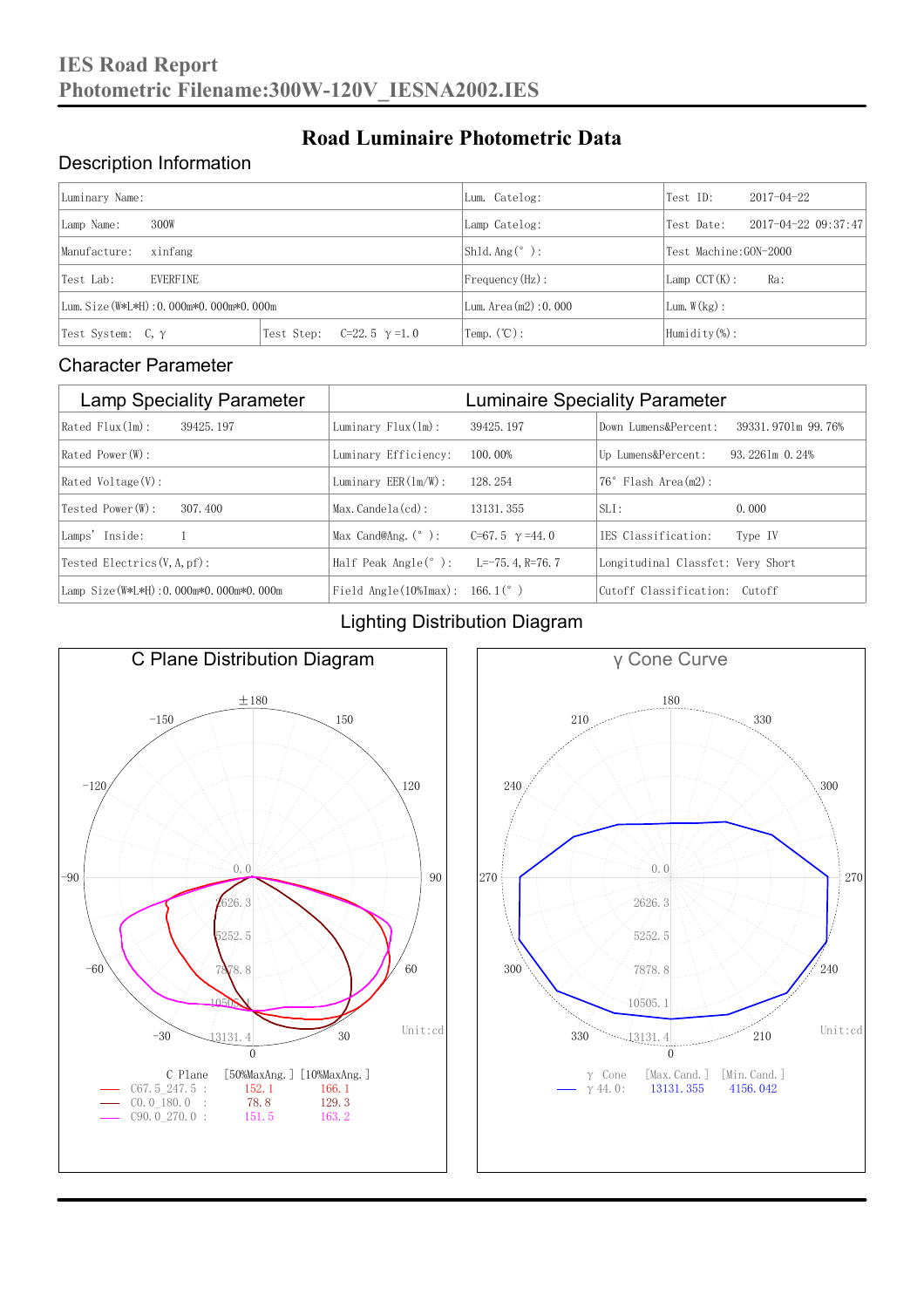# IES Road Report
# Photometric Filename:300W-120V_IESNA2002.IES

## Road Luminaire Photometric Data

### Description Information

| Luminary Name: | | Lum. Catelog: | Test ID: 2017-04-22 |
|---|---|---|---|
| Lamp Name: 300W | | Lamp Catelog: | Test Date: 2017-04-22 09:37:47 |
| Manufacture: xinfang | | Shld.Ang(°): | Test Machine:GON-2000 |
| Test Lab: EVERFINE | | Frequency(Hz): | Lamp CCT(K): Ra: |
| Lum.Size(W*L*H):0.000m*0.000m*0.000m | | Lum.Area(m2):0.000 | Lum.W(kg): |
| Test System: C, γ | Test Step: C=22.5 γ=1.0 | Temp.(℃): | Humidity(%): |

### Character Parameter

| Lamp Speciality Parameter | Luminaire Speciality Parameter | |
|---|---|---|
| Rated Flux(lm): 39425.197 | Luminary Flux(lm): 39425.197 | Down Lumens&Percent: 39331.9701m 99.76% |
| Rated Power(W): | Luminary Efficiency: 100.00% | Up Lumens&Percent: 93.2261m 0.24% |
| Rated Voltage(V): | Luminary EER(lm/W): 128.254 | 76° Flash Area(m2): |
| Tested Power(W): 307.400 | Max.Candela(cd): 13131.355 | SLI: 0.000 |
| Lamps' Inside: 1 | Max Cand@Ang.(°): C=67.5 γ=44.0 | IES Classification: Type IV |
| Tested Electrics(V,A,pf): | Half Peak Angle(°): L=-75.4,R=76.7 | Longitudinal Classfct: Very Short |
| Lamp Size(W*L*H):0.000m*0.000m*0.000m | Field Angle(10%Imax): 166.1(°) | Cutoff Classification: Cutoff |

### Lighting Distribution Diagram

**C Plane Distribution Diagram**

Unit:cd

| C Plane | [50%MaxAng.] | [10%MaxAng.] |
|---|---|---|
| C67.5_247.5 : | 152.1 | 166.1 |
| C0.0_180.0 : | 78.8 | 129.3 |
| C90.0_270.0 : | 151.5 | 163.2 |

**γ Cone Curve**

Unit:cd

| γ Cone | [Max.Cand.] | [Min.Cand.] |
|---|---|---|
| γ 44.0: | 13131.355 | 4156.042 |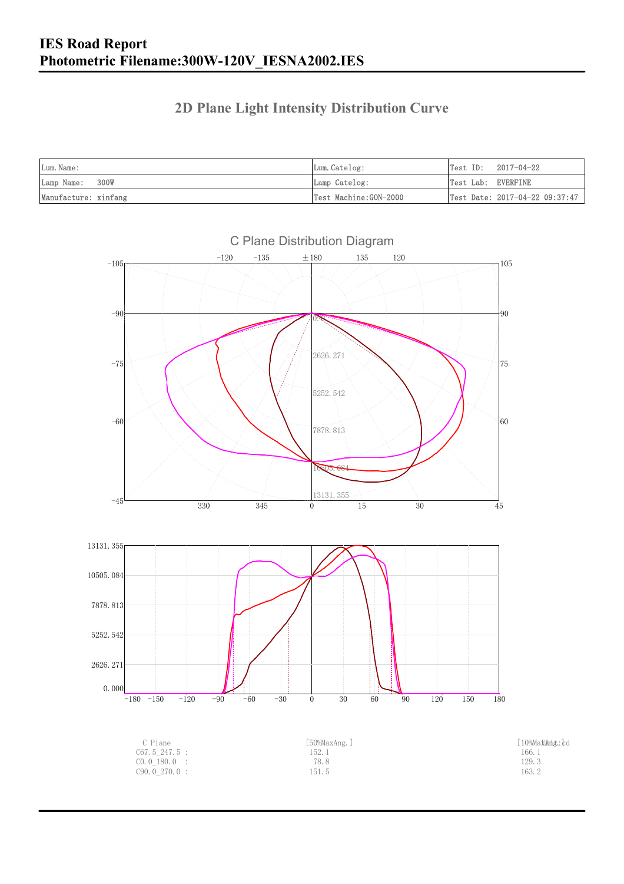# IES Road Report
# Photometric Filename:300W-120V_IESNA2002.IES

## 2D Plane Light Intensity Distribution Curve

| Lum. Name: | Lum. Catelog: | Test ID: 2017-04-22 |
| --- | --- | --- |
| Lamp Name: 300W | Lamp Catelog: | Test Lab: EVERFINE |
| Manufacture: xinfang | Test Machine:GON-2000 | Test Date: 2017-04-22 09:37:47 |

C Plane Distribution Diagram

| C Plane | [50%MaxAng.] | [10%MaxAng.] |
| --- | --- | --- |
| C67.5_247.5 : | 152.1 | 166.1 |
| C0.0_180.0 : | 78.8 | 129.3 |
| C90.0_270.0 : | 151.5 | 163.2 |

Unit: cd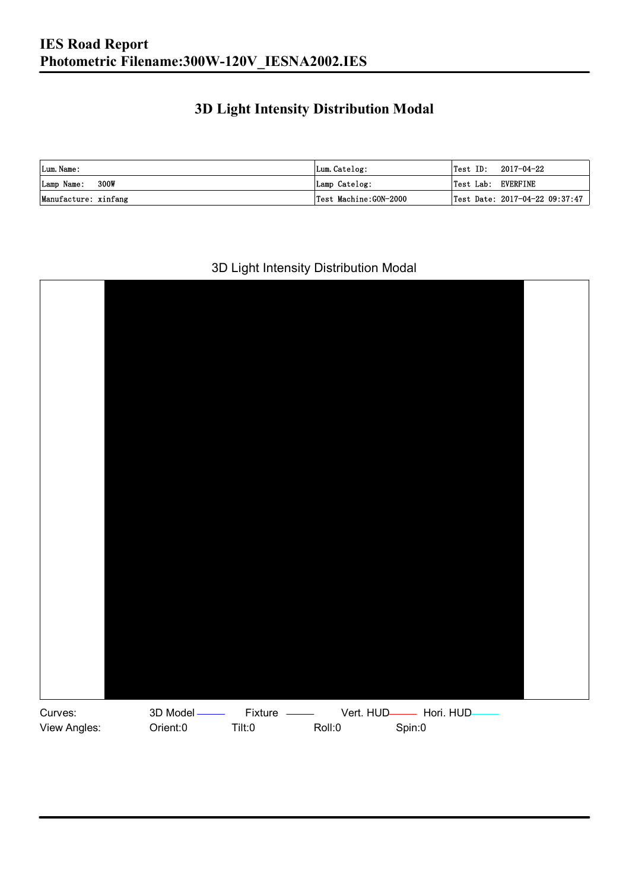# IES Road Report
# Photometric Filename:300W-120V_IESNA2002.IES

## 3D Light Intensity Distribution Modal

| Lum.Name: | Lum.Catelog: | Test ID: 2017-04-22 |
| --- | --- | --- |
| Lamp Name: 300W | Lamp Catelog: | Test Lab: EVERFINE |
| Manufacture: xinfang | Test Machine:GON-2000 | Test Date: 2017-04-22 09:37:47 |

3D Light Intensity Distribution Modal

Curves: 3D Model Fixture Vert. HUD Hori. HUD

View Angles: Orient:0 Tilt:0 Roll:0 Spin:0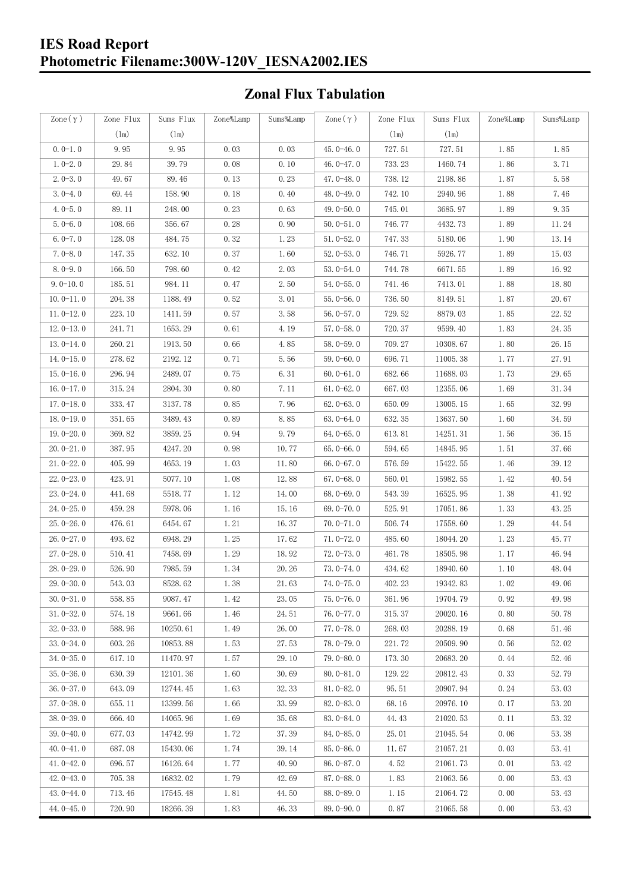# IES Road Report
# Photometric Filename:300W-120V_IESNA2002.IES

## Zonal Flux Tabulation

| Zone(γ) | Zone Flux (lm) | Sums Flux (lm) | Zone%Lamp | Sums%Lamp | Zone(γ) | Zone Flux (lm) | Sums Flux (lm) | Zone%Lamp | Sums%Lamp |
|---|---|---|---|---|---|---|---|---|---|
| 0.0-1.0 | 9.95 | 9.95 | 0.03 | 0.03 | 45.0-46.0 | 727.51 | 727.51 | 1.85 | 1.85 |
| 1.0-2.0 | 29.84 | 39.79 | 0.08 | 0.10 | 46.0-47.0 | 733.23 | 1460.74 | 1.86 | 3.71 |
| 2.0-3.0 | 49.67 | 89.46 | 0.13 | 0.23 | 47.0-48.0 | 738.12 | 2198.86 | 1.87 | 5.58 |
| 3.0-4.0 | 69.44 | 158.90 | 0.18 | 0.40 | 48.0-49.0 | 742.10 | 2940.96 | 1.88 | 7.46 |
| 4.0-5.0 | 89.11 | 248.00 | 0.23 | 0.63 | 49.0-50.0 | 745.01 | 3685.97 | 1.89 | 9.35 |
| 5.0-6.0 | 108.66 | 356.67 | 0.28 | 0.90 | 50.0-51.0 | 746.77 | 4432.73 | 1.89 | 11.24 |
| 6.0-7.0 | 128.08 | 484.75 | 0.32 | 1.23 | 51.0-52.0 | 747.33 | 5180.06 | 1.90 | 13.14 |
| 7.0-8.0 | 147.35 | 632.10 | 0.37 | 1.60 | 52.0-53.0 | 746.71 | 5926.77 | 1.89 | 15.03 |
| 8.0-9.0 | 166.50 | 798.60 | 0.42 | 2.03 | 53.0-54.0 | 744.78 | 6671.55 | 1.89 | 16.92 |
| 9.0-10.0 | 185.51 | 984.11 | 0.47 | 2.50 | 54.0-55.0 | 741.46 | 7413.01 | 1.88 | 18.80 |
| 10.0-11.0 | 204.38 | 1188.49 | 0.52 | 3.01 | 55.0-56.0 | 736.50 | 8149.51 | 1.87 | 20.67 |
| 11.0-12.0 | 223.10 | 1411.59 | 0.57 | 3.58 | 56.0-57.0 | 729.52 | 8879.03 | 1.85 | 22.52 |
| 12.0-13.0 | 241.71 | 1653.29 | 0.61 | 4.19 | 57.0-58.0 | 720.37 | 9599.40 | 1.83 | 24.35 |
| 13.0-14.0 | 260.21 | 1913.50 | 0.66 | 4.85 | 58.0-59.0 | 709.27 | 10308.67 | 1.80 | 26.15 |
| 14.0-15.0 | 278.62 | 2192.12 | 0.71 | 5.56 | 59.0-60.0 | 696.71 | 11005.38 | 1.77 | 27.91 |
| 15.0-16.0 | 296.94 | 2489.07 | 0.75 | 6.31 | 60.0-61.0 | 682.66 | 11688.03 | 1.73 | 29.65 |
| 16.0-17.0 | 315.24 | 2804.30 | 0.80 | 7.11 | 61.0-62.0 | 667.03 | 12355.06 | 1.69 | 31.34 |
| 17.0-18.0 | 333.47 | 3137.78 | 0.85 | 7.96 | 62.0-63.0 | 650.09 | 13005.15 | 1.65 | 32.99 |
| 18.0-19.0 | 351.65 | 3489.43 | 0.89 | 8.85 | 63.0-64.0 | 632.35 | 13637.50 | 1.60 | 34.59 |
| 19.0-20.0 | 369.82 | 3859.25 | 0.94 | 9.79 | 64.0-65.0 | 613.81 | 14251.31 | 1.56 | 36.15 |
| 20.0-21.0 | 387.95 | 4247.20 | 0.98 | 10.77 | 65.0-66.0 | 594.65 | 14845.95 | 1.51 | 37.66 |
| 21.0-22.0 | 405.99 | 4653.19 | 1.03 | 11.80 | 66.0-67.0 | 576.59 | 15422.55 | 1.46 | 39.12 |
| 22.0-23.0 | 423.91 | 5077.10 | 1.08 | 12.88 | 67.0-68.0 | 560.01 | 15982.55 | 1.42 | 40.54 |
| 23.0-24.0 | 441.68 | 5518.77 | 1.12 | 14.00 | 68.0-69.0 | 543.39 | 16525.95 | 1.38 | 41.92 |
| 24.0-25.0 | 459.28 | 5978.06 | 1.16 | 15.16 | 69.0-70.0 | 525.91 | 17051.86 | 1.33 | 43.25 |
| 25.0-26.0 | 476.61 | 6454.67 | 1.21 | 16.37 | 70.0-71.0 | 506.74 | 17558.60 | 1.29 | 44.54 |
| 26.0-27.0 | 493.62 | 6948.29 | 1.25 | 17.62 | 71.0-72.0 | 485.60 | 18044.20 | 1.23 | 45.77 |
| 27.0-28.0 | 510.41 | 7458.69 | 1.29 | 18.92 | 72.0-73.0 | 461.78 | 18505.98 | 1.17 | 46.94 |
| 28.0-29.0 | 526.90 | 7985.59 | 1.34 | 20.26 | 73.0-74.0 | 434.62 | 18940.60 | 1.10 | 48.04 |
| 29.0-30.0 | 543.03 | 8528.62 | 1.38 | 21.63 | 74.0-75.0 | 402.23 | 19342.83 | 1.02 | 49.06 |
| 30.0-31.0 | 558.85 | 9087.47 | 1.42 | 23.05 | 75.0-76.0 | 361.96 | 19704.79 | 0.92 | 49.98 |
| 31.0-32.0 | 574.18 | 9661.66 | 1.46 | 24.51 | 76.0-77.0 | 315.37 | 20020.16 | 0.80 | 50.78 |
| 32.0-33.0 | 588.96 | 10250.61 | 1.49 | 26.00 | 77.0-78.0 | 268.03 | 20288.19 | 0.68 | 51.46 |
| 33.0-34.0 | 603.26 | 10853.88 | 1.53 | 27.53 | 78.0-79.0 | 221.72 | 20509.90 | 0.56 | 52.02 |
| 34.0-35.0 | 617.10 | 11470.97 | 1.57 | 29.10 | 79.0-80.0 | 173.30 | 20683.20 | 0.44 | 52.46 |
| 35.0-36.0 | 630.39 | 12101.36 | 1.60 | 30.69 | 80.0-81.0 | 129.22 | 20812.43 | 0.33 | 52.79 |
| 36.0-37.0 | 643.09 | 12744.45 | 1.63 | 32.33 | 81.0-82.0 | 95.51 | 20907.94 | 0.24 | 53.03 |
| 37.0-38.0 | 655.11 | 13399.56 | 1.66 | 33.99 | 82.0-83.0 | 68.16 | 20976.10 | 0.17 | 53.20 |
| 38.0-39.0 | 666.40 | 14065.96 | 1.69 | 35.68 | 83.0-84.0 | 44.43 | 21020.53 | 0.11 | 53.32 |
| 39.0-40.0 | 677.03 | 14742.99 | 1.72 | 37.39 | 84.0-85.0 | 25.01 | 21045.54 | 0.06 | 53.38 |
| 40.0-41.0 | 687.08 | 15430.06 | 1.74 | 39.14 | 85.0-86.0 | 11.67 | 21057.21 | 0.03 | 53.41 |
| 41.0-42.0 | 696.57 | 16126.64 | 1.77 | 40.90 | 86.0-87.0 | 4.52 | 21061.73 | 0.01 | 53.42 |
| 42.0-43.0 | 705.38 | 16832.02 | 1.79 | 42.69 | 87.0-88.0 | 1.83 | 21063.56 | 0.00 | 53.43 |
| 43.0-44.0 | 713.46 | 17545.48 | 1.81 | 44.50 | 88.0-89.0 | 1.15 | 21064.72 | 0.00 | 53.43 |
| 44.0-45.0 | 720.90 | 18266.39 | 1.83 | 46.33 | 89.0-90.0 | 0.87 | 21065.58 | 0.00 | 53.43 |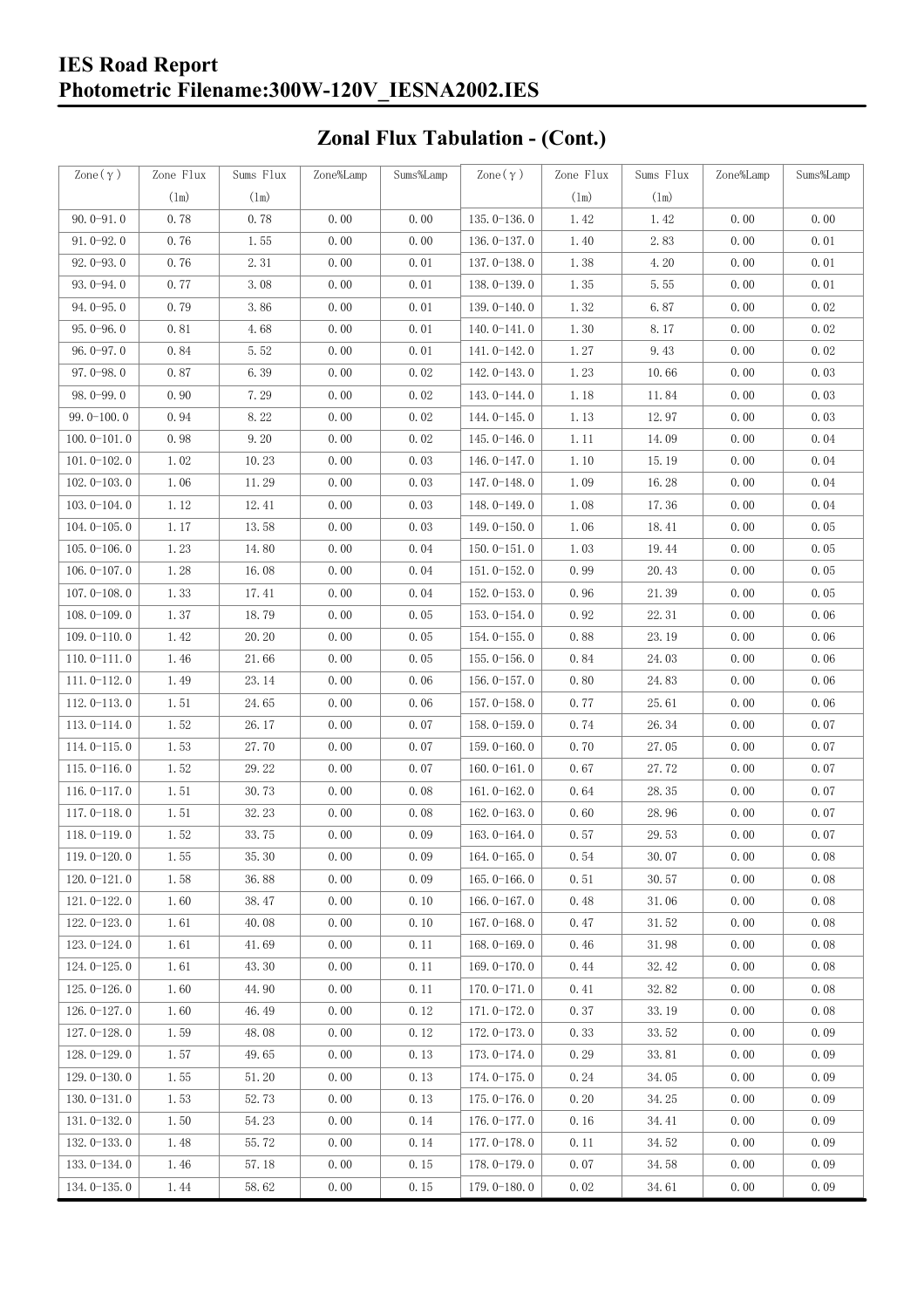## Zonal Flux Tabulation - (Cont.)

| Zone(γ) | Zone Flux (lm) | Sums Flux (lm) | Zone%Lamp | Sums%Lamp | Zone(γ) | Zone Flux (lm) | Sums Flux (lm) | Zone%Lamp | Sums%Lamp |
|---|---|---|---|---|---|---|---|---|---|
| 90.0-91.0 | 0.78 | 0.78 | 0.00 | 0.00 | 135.0-136.0 | 1.42 | 1.42 | 0.00 | 0.00 |
| 91.0-92.0 | 0.76 | 1.55 | 0.00 | 0.00 | 136.0-137.0 | 1.40 | 2.83 | 0.00 | 0.01 |
| 92.0-93.0 | 0.76 | 2.31 | 0.00 | 0.01 | 137.0-138.0 | 1.38 | 4.20 | 0.00 | 0.01 |
| 93.0-94.0 | 0.77 | 3.08 | 0.00 | 0.01 | 138.0-139.0 | 1.35 | 5.55 | 0.00 | 0.01 |
| 94.0-95.0 | 0.79 | 3.86 | 0.00 | 0.01 | 139.0-140.0 | 1.32 | 6.87 | 0.00 | 0.02 |
| 95.0-96.0 | 0.81 | 4.68 | 0.00 | 0.01 | 140.0-141.0 | 1.30 | 8.17 | 0.00 | 0.02 |
| 96.0-97.0 | 0.84 | 5.52 | 0.00 | 0.01 | 141.0-142.0 | 1.27 | 9.43 | 0.00 | 0.02 |
| 97.0-98.0 | 0.87 | 6.39 | 0.00 | 0.02 | 142.0-143.0 | 1.23 | 10.66 | 0.00 | 0.03 |
| 98.0-99.0 | 0.90 | 7.29 | 0.00 | 0.02 | 143.0-144.0 | 1.18 | 11.84 | 0.00 | 0.03 |
| 99.0-100.0 | 0.94 | 8.22 | 0.00 | 0.02 | 144.0-145.0 | 1.13 | 12.97 | 0.00 | 0.03 |
| 100.0-101.0 | 0.98 | 9.20 | 0.00 | 0.02 | 145.0-146.0 | 1.11 | 14.09 | 0.00 | 0.04 |
| 101.0-102.0 | 1.02 | 10.23 | 0.00 | 0.03 | 146.0-147.0 | 1.10 | 15.19 | 0.00 | 0.04 |
| 102.0-103.0 | 1.06 | 11.29 | 0.00 | 0.03 | 147.0-148.0 | 1.09 | 16.28 | 0.00 | 0.04 |
| 103.0-104.0 | 1.12 | 12.41 | 0.00 | 0.03 | 148.0-149.0 | 1.08 | 17.36 | 0.00 | 0.04 |
| 104.0-105.0 | 1.17 | 13.58 | 0.00 | 0.03 | 149.0-150.0 | 1.06 | 18.41 | 0.00 | 0.05 |
| 105.0-106.0 | 1.23 | 14.80 | 0.00 | 0.04 | 150.0-151.0 | 1.03 | 19.44 | 0.00 | 0.05 |
| 106.0-107.0 | 1.28 | 16.08 | 0.00 | 0.04 | 151.0-152.0 | 0.99 | 20.43 | 0.00 | 0.05 |
| 107.0-108.0 | 1.33 | 17.41 | 0.00 | 0.04 | 152.0-153.0 | 0.96 | 21.39 | 0.00 | 0.05 |
| 108.0-109.0 | 1.37 | 18.79 | 0.00 | 0.05 | 153.0-154.0 | 0.92 | 22.31 | 0.00 | 0.06 |
| 109.0-110.0 | 1.42 | 20.20 | 0.00 | 0.05 | 154.0-155.0 | 0.88 | 23.19 | 0.00 | 0.06 |
| 110.0-111.0 | 1.46 | 21.66 | 0.00 | 0.05 | 155.0-156.0 | 0.84 | 24.03 | 0.00 | 0.06 |
| 111.0-112.0 | 1.49 | 23.14 | 0.00 | 0.06 | 156.0-157.0 | 0.80 | 24.83 | 0.00 | 0.06 |
| 112.0-113.0 | 1.51 | 24.65 | 0.00 | 0.06 | 157.0-158.0 | 0.77 | 25.61 | 0.00 | 0.06 |
| 113.0-114.0 | 1.52 | 26.17 | 0.00 | 0.07 | 158.0-159.0 | 0.74 | 26.34 | 0.00 | 0.07 |
| 114.0-115.0 | 1.53 | 27.70 | 0.00 | 0.07 | 159.0-160.0 | 0.70 | 27.05 | 0.00 | 0.07 |
| 115.0-116.0 | 1.52 | 29.22 | 0.00 | 0.07 | 160.0-161.0 | 0.67 | 27.72 | 0.00 | 0.07 |
| 116.0-117.0 | 1.51 | 30.73 | 0.00 | 0.08 | 161.0-162.0 | 0.64 | 28.35 | 0.00 | 0.07 |
| 117.0-118.0 | 1.51 | 32.23 | 0.00 | 0.08 | 162.0-163.0 | 0.60 | 28.96 | 0.00 | 0.07 |
| 118.0-119.0 | 1.52 | 33.75 | 0.00 | 0.09 | 163.0-164.0 | 0.57 | 29.53 | 0.00 | 0.07 |
| 119.0-120.0 | 1.55 | 35.30 | 0.00 | 0.09 | 164.0-165.0 | 0.54 | 30.07 | 0.00 | 0.08 |
| 120.0-121.0 | 1.58 | 36.88 | 0.00 | 0.09 | 165.0-166.0 | 0.51 | 30.57 | 0.00 | 0.08 |
| 121.0-122.0 | 1.60 | 38.47 | 0.00 | 0.10 | 166.0-167.0 | 0.48 | 31.06 | 0.00 | 0.08 |
| 122.0-123.0 | 1.61 | 40.08 | 0.00 | 0.10 | 167.0-168.0 | 0.47 | 31.52 | 0.00 | 0.08 |
| 123.0-124.0 | 1.61 | 41.69 | 0.00 | 0.11 | 168.0-169.0 | 0.46 | 31.98 | 0.00 | 0.08 |
| 124.0-125.0 | 1.61 | 43.30 | 0.00 | 0.11 | 169.0-170.0 | 0.44 | 32.42 | 0.00 | 0.08 |
| 125.0-126.0 | 1.60 | 44.90 | 0.00 | 0.11 | 170.0-171.0 | 0.41 | 32.82 | 0.00 | 0.08 |
| 126.0-127.0 | 1.60 | 46.49 | 0.00 | 0.12 | 171.0-172.0 | 0.37 | 33.19 | 0.00 | 0.08 |
| 127.0-128.0 | 1.59 | 48.08 | 0.00 | 0.12 | 172.0-173.0 | 0.33 | 33.52 | 0.00 | 0.09 |
| 128.0-129.0 | 1.57 | 49.65 | 0.00 | 0.13 | 173.0-174.0 | 0.29 | 33.81 | 0.00 | 0.09 |
| 129.0-130.0 | 1.55 | 51.20 | 0.00 | 0.13 | 174.0-175.0 | 0.24 | 34.05 | 0.00 | 0.09 |
| 130.0-131.0 | 1.53 | 52.73 | 0.00 | 0.13 | 175.0-176.0 | 0.20 | 34.25 | 0.00 | 0.09 |
| 131.0-132.0 | 1.50 | 54.23 | 0.00 | 0.14 | 176.0-177.0 | 0.16 | 34.41 | 0.00 | 0.09 |
| 132.0-133.0 | 1.48 | 55.72 | 0.00 | 0.14 | 177.0-178.0 | 0.11 | 34.52 | 0.00 | 0.09 |
| 133.0-134.0 | 1.46 | 57.18 | 0.00 | 0.15 | 178.0-179.0 | 0.07 | 34.58 | 0.00 | 0.09 |
| 134.0-135.0 | 1.44 | 58.62 | 0.00 | 0.15 | 179.0-180.0 | 0.02 | 34.61 | 0.00 | 0.09 |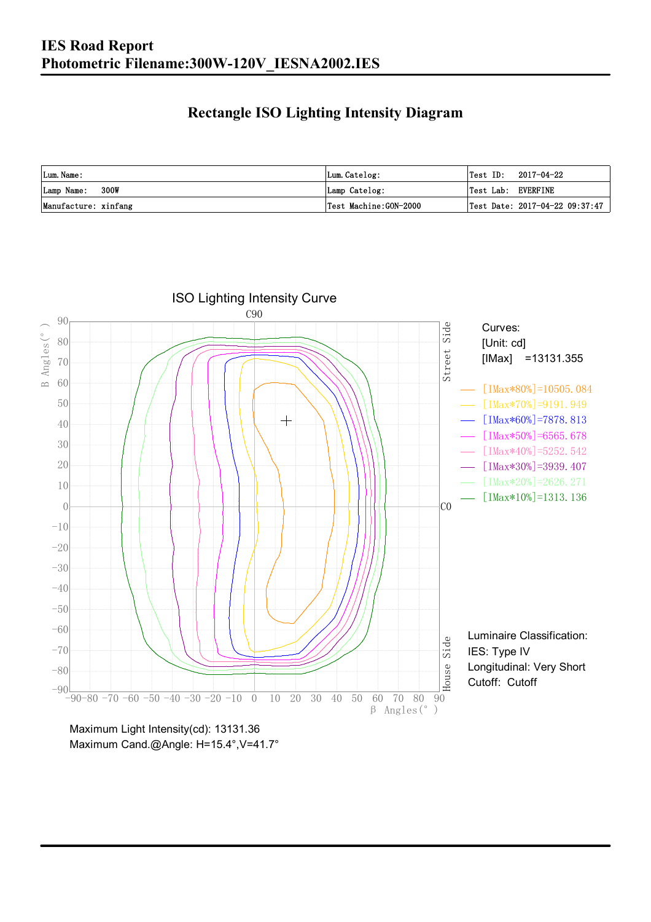# IES Road Report
# Photometric Filename:300W-120V_IESNA2002.IES

## Rectangle ISO Lighting Intensity Diagram

| Lum.Name: | Lum.Catelog: | Test ID: 2017-04-22 |
|---|---|---|
| Lamp Name: 300W | Lamp Catelog: | Test Lab: EVERFINE |
| Manufacture: xinfang | Test Machine:GON-2000 | Test Date: 2017-04-22 09:37:47 |

ISO Lighting Intensity Curve

Curves:
[Unit: cd]
[IMax] =13131.355

- [IMax*80%]=10505.084
- [IMax*70%]=9191.949
- [IMax*60%]=7878.813
- [IMax*50%]=6565.678
- [IMax*40%]=5252.542
- [IMax*30%]=3939.407
- [IMax*20%]=2626.271
- [IMax*10%]=1313.136

Luminaire Classification:
IES: Type IV
Longitudinal: Very Short
Cutoff: Cutoff

Maximum Light Intensity(cd): 13131.36
Maximum Cand.@Angle: H=15.4°,V=41.7°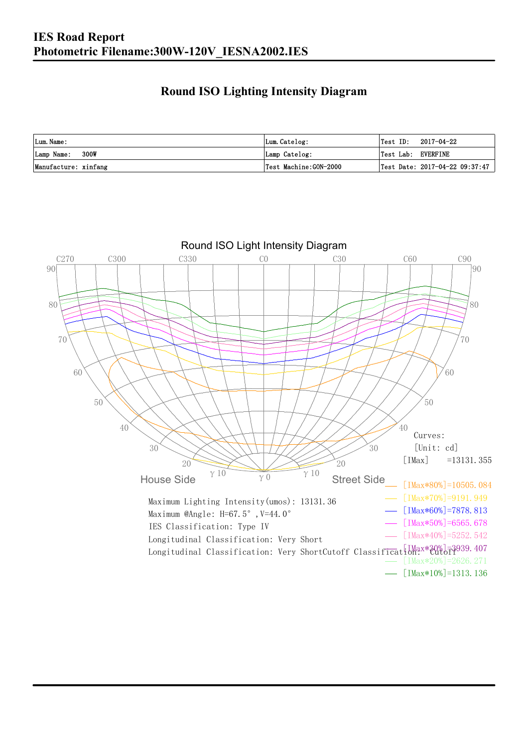# IES Road Report

## Photometric Filename:300W-120V_IESNA2002.IES

## Round ISO Lighting Intensity Diagram

| Lum. Name: | Lum. Catelog: | Test ID: 2017-04-22 |
|---|---|---|
| Lamp Name: 300W | Lamp Catelog: | Test Lab: EVERFINE |
| Manufacture: xinfang | Test Machine:GON-2000 | Test Date: 2017-04-22 09:37:47 |

Round ISO Light Intensity Diagram

C270 C300 C330 C0 C30 C60 C90

House Side — Street Side

Curves:
[Unit: cd]
[IMax] =13131.355

- [IMax*80%]=10505.084
- [IMax*70%]=9191.949
- [IMax*60%]=7878.813
- [IMax*50%]=6565.678
- [IMax*40%]=5252.542
- [IMax*30%]=3939.407
- [IMax*20%]=2626.271
- [IMax*10%]=1313.136

Maximum Lighting Intensity(umos): 13131.36
Maximum @Angle: H=67.5°, V=44.0°
IES Classification: Type IV
Longitudinal Classification: Very Short
Longitudinal Classification: Very ShortCutoff Classification: Cutoff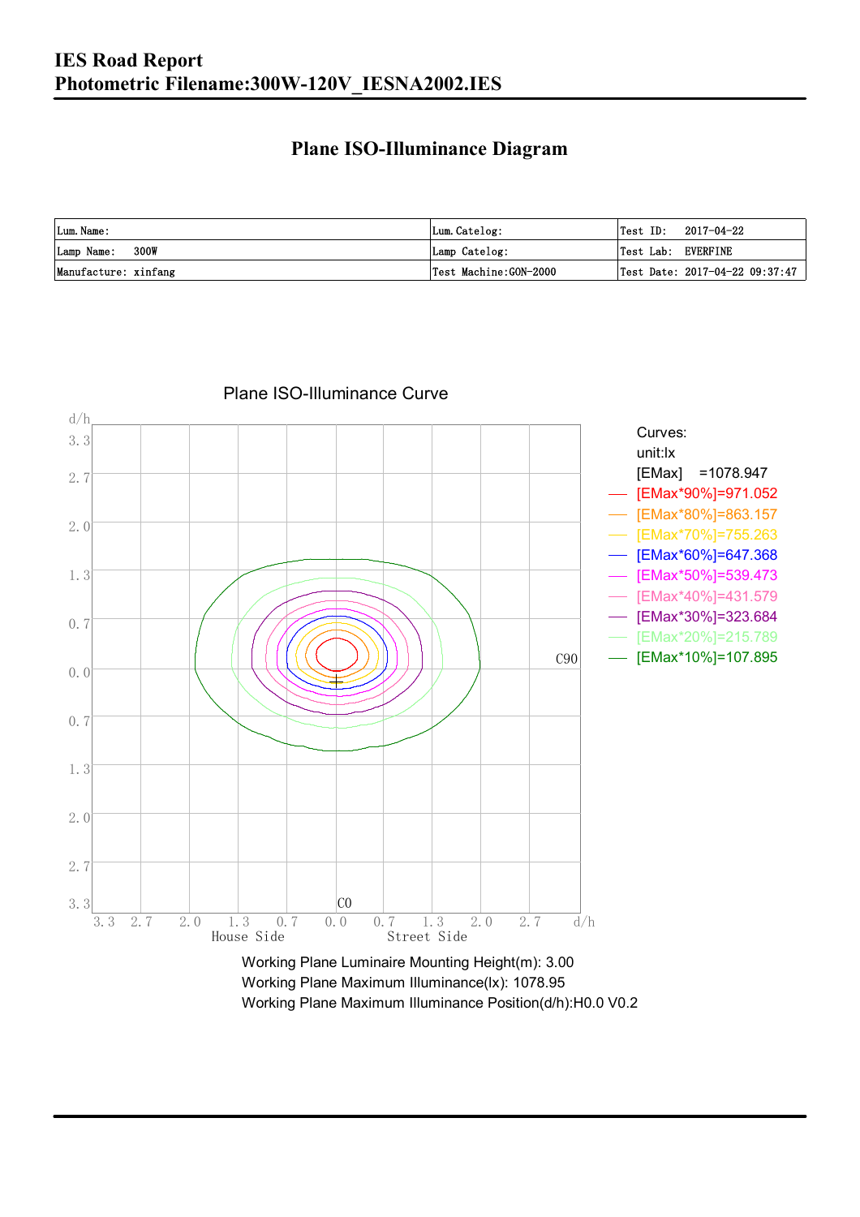# IES Road Report

## Photometric Filename:300W-120V_IESNA2002.IES

### Plane ISO-Illuminance Diagram

| Lum. Name: | Lum. Catelog: | Test ID: 2017-04-22 |
|---|---|---|
| Lamp Name: 300W | Lamp Catelog: | Test Lab: EVERFINE |
| Manufacture: xinfang | Test Machine: GON-2000 | Test Date: 2017-04-22 09:37:47 |

Plane ISO-Illuminance Curve

Curves:
unit:lx
[EMax] =1078.947
[EMax*90%]=971.052
[EMax*80%]=863.157
[EMax*70%]=755.263
[EMax*60%]=647.368
[EMax*50%]=539.473
[EMax*40%]=431.579
[EMax*30%]=323.684
[EMax*20%]=215.789
[EMax*10%]=107.895

Working Plane Luminaire Mounting Height(m): 3.00
Working Plane Maximum Illuminance(lx): 1078.95
Working Plane Maximum Illuminance Position(d/h):H0.0 V0.2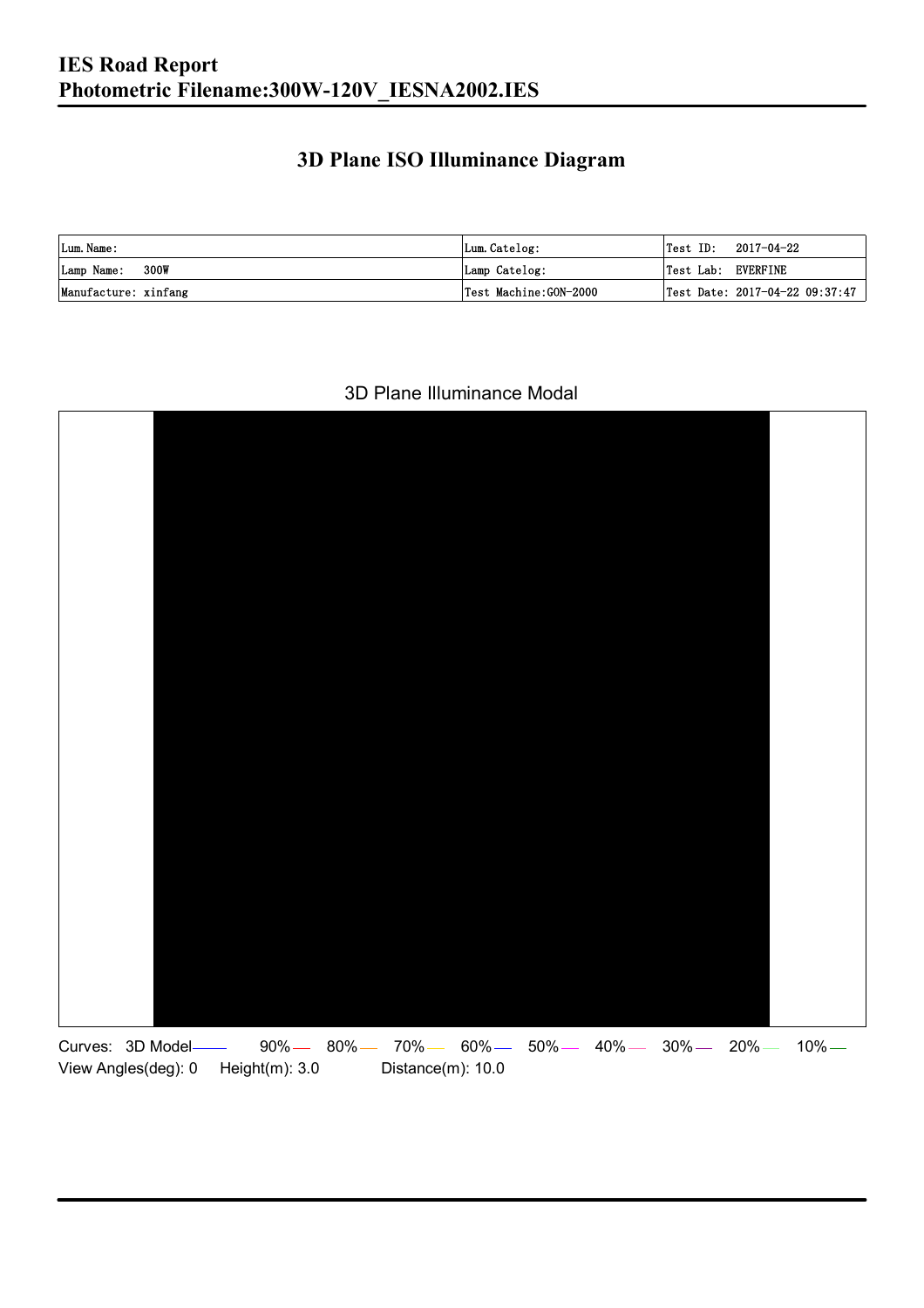# 3D Plane ISO Illuminance Diagram

| Lum. Name: | Lum. Catelog: | Test ID: 2017-04-22 |
| --- | --- | --- |
| Lamp Name: 300W | Lamp Catelog: | Test Lab: EVERFINE |
| Manufacture: xinfang | Test Machine:GON-2000 | Test Date: 2017-04-22 09:37:47 |

3D Plane Illuminance Modal

Curves: 3D Model 90% 80% 70% 60% 50% 40% 30% 20% 10%

View Angles(deg): 0 Height(m): 3.0 Distance(m): 10.0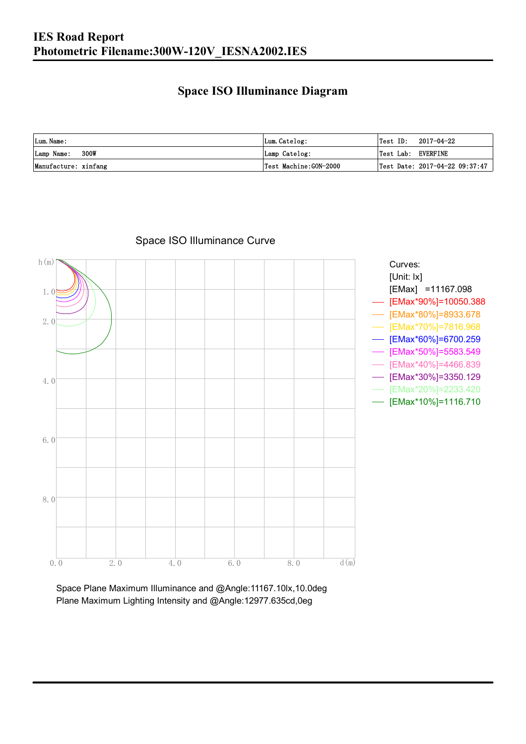# IES Road Report
# Photometric Filename:300W-120V_IESNA2002.IES

## Space ISO Illuminance Diagram

| Lum.Name: | Lum.Catelog: | Test ID: 2017-04-22 |
|---|---|---|
| Lamp Name: 300W | Lamp Catelog: | Test Lab: EVERFINE |
| Manufacture: xinfang | Test Machine:GON-2000 | Test Date: 2017-04-22 09:37:47 |

Space ISO Illuminance Curve

Curves:
[Unit: lx]
[EMax] =11167.098
[EMax*90%]=10050.388
[EMax*80%]=8933.678
[EMax*70%]=7816.968
[EMax*60%]=6700.259
[EMax*50%]=5583.549
[EMax*40%]=4466.839
[EMax*30%]=3350.129
[EMax*20%]=2233.420
[EMax*10%]=1116.710

Space Plane Maximum Illuminance and @Angle:11167.10lx,10.0deg
Plane Maximum Lighting Intensity and @Angle:12977.635cd,0eg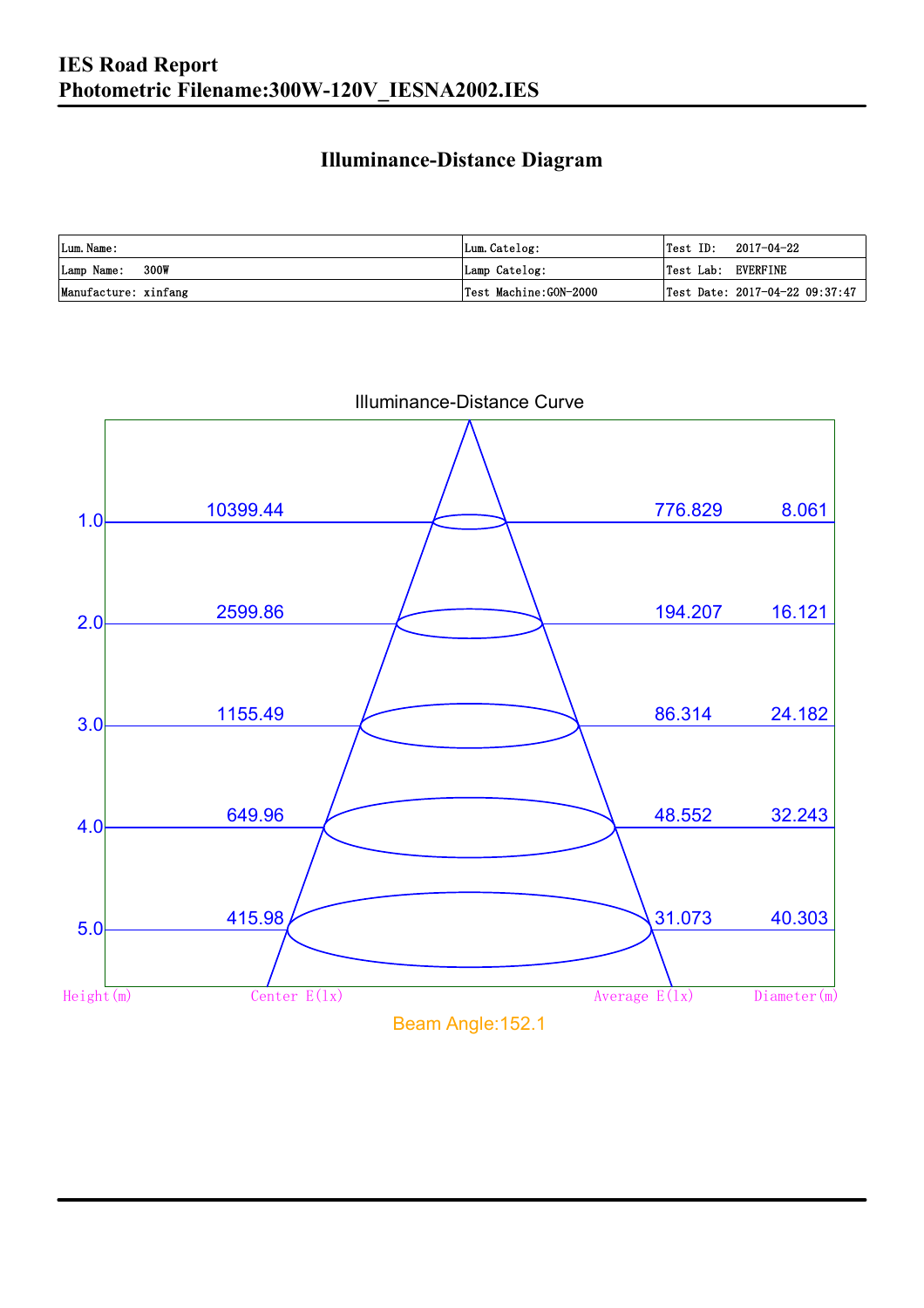# IES Road Report
# Photometric Filename:300W-120V_IESNA2002.IES

## Illuminance-Distance Diagram

| Lum.Name: | Lum.Catelog: | Test ID: 2017-04-22 |
|---|---|---|
| Lamp Name: 300W | Lamp Catelog: | Test Lab: EVERFINE |
| Manufacture: xinfang | Test Machine:GON-2000 | Test Date: 2017-04-22 09:37:47 |

Illuminance-Distance Curve

| Height(m) | Center E(lx) | Average E(lx) | Diameter(m) |
|---|---|---|---|
| 1.0 | 10399.44 | 776.829 | 8.061 |
| 2.0 | 2599.86 | 194.207 | 16.121 |
| 3.0 | 1155.49 | 86.314 | 24.182 |
| 4.0 | 649.96 | 48.552 | 32.243 |
| 5.0 | 415.98 | 31.073 | 40.303 |

Beam Angle:152.1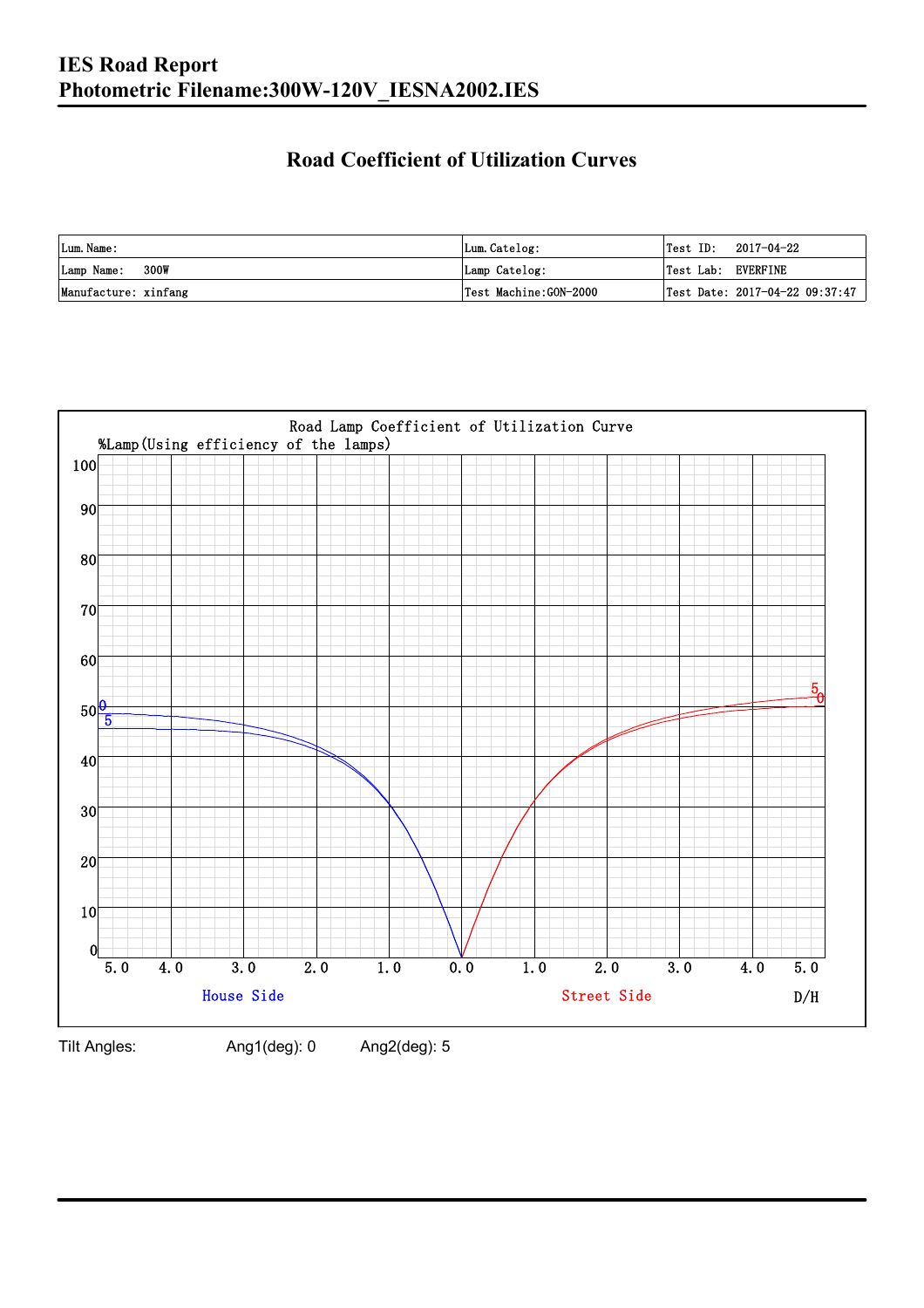# Road Coefficient of Utilization Curves

| Lum.Name: | Lum.Catelog: | Test ID: 2017-04-22 |
|---|---|---|
| Lamp Name: 300W | Lamp Catelog: | Test Lab: EVERFINE |
| Manufacture: xinfang | Test Machine:GON-2000 | Test Date: 2017-04-22 09:37:47 |

Road Lamp Coefficient of Utilization Curve

%Lamp(Using efficiency of the lamps)

House Side — Street Side — D/H

Tilt Angles: Ang1(deg): 0 Ang2(deg): 5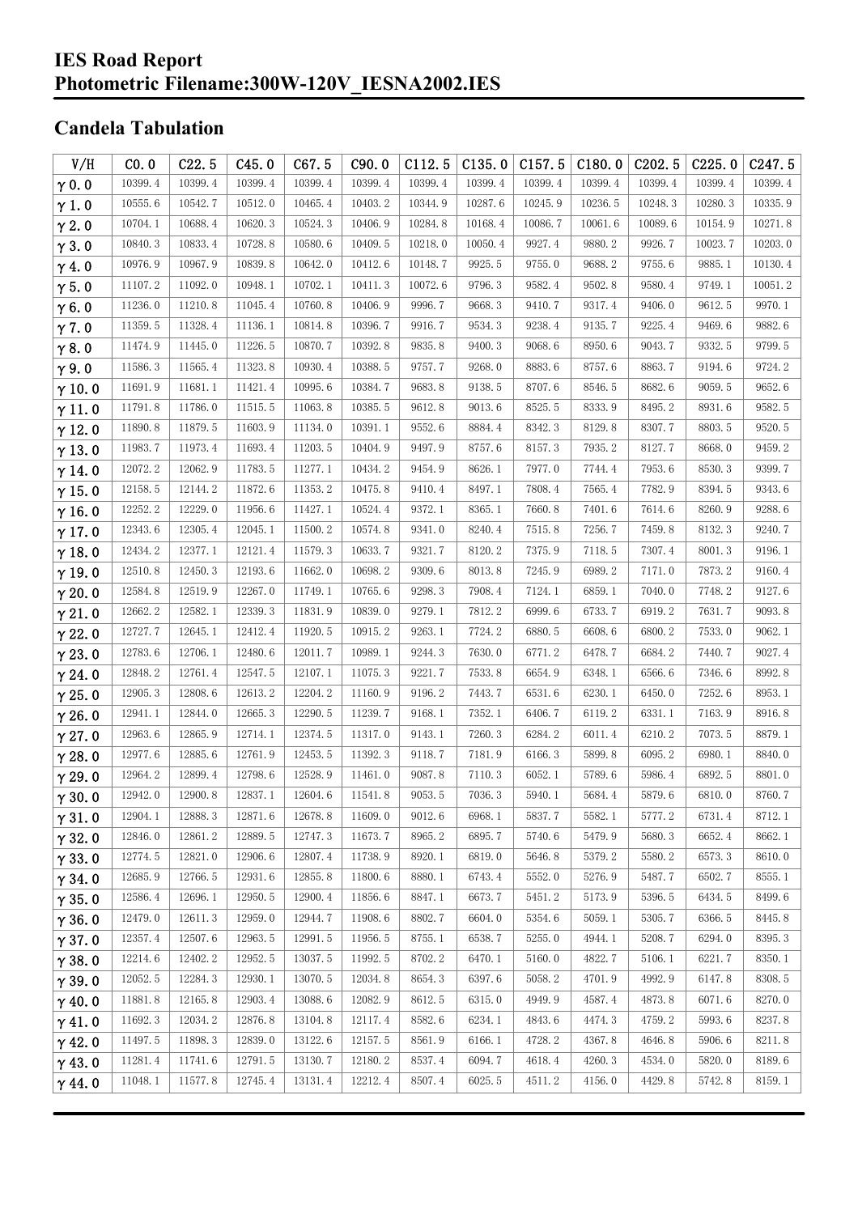# IES Road Report
# Photometric Filename:300W-120V_IESNA2002.IES

## Candela Tabulation

| V/H | C0.0 | C22.5 | C45.0 | C67.5 | C90.0 | C112.5 | C135.0 | C157.5 | C180.0 | C202.5 | C225.0 | C247.5 |
|---|---|---|---|---|---|---|---|---|---|---|---|---|
| γ0.0 | 10399.4 | 10399.4 | 10399.4 | 10399.4 | 10399.4 | 10399.4 | 10399.4 | 10399.4 | 10399.4 | 10399.4 | 10399.4 | 10399.4 |
| γ1.0 | 10555.6 | 10542.7 | 10512.0 | 10465.4 | 10403.2 | 10344.9 | 10287.6 | 10245.9 | 10236.5 | 10248.3 | 10280.3 | 10335.9 |
| γ2.0 | 10704.1 | 10688.4 | 10620.3 | 10524.3 | 10406.9 | 10284.8 | 10168.4 | 10086.7 | 10061.6 | 10089.6 | 10154.9 | 10271.8 |
| γ3.0 | 10840.3 | 10833.4 | 10728.8 | 10580.6 | 10409.5 | 10218.0 | 10050.4 | 9927.4 | 9880.2 | 9926.7 | 10023.7 | 10203.0 |
| γ4.0 | 10976.9 | 10967.9 | 10839.8 | 10642.0 | 10412.6 | 10148.7 | 9925.5 | 9755.0 | 9688.2 | 9755.6 | 9885.1 | 10130.4 |
| γ5.0 | 11107.2 | 11092.0 | 10948.1 | 10702.1 | 10411.3 | 10072.6 | 9796.3 | 9582.4 | 9502.8 | 9580.4 | 9749.1 | 10051.2 |
| γ6.0 | 11236.0 | 11210.8 | 11045.4 | 10760.8 | 10406.9 | 9996.7 | 9668.3 | 9410.7 | 9317.4 | 9406.0 | 9612.5 | 9970.1 |
| γ7.0 | 11359.5 | 11328.4 | 11136.1 | 10814.8 | 10396.7 | 9916.7 | 9534.3 | 9238.4 | 9135.7 | 9225.4 | 9469.6 | 9882.6 |
| γ8.0 | 11474.9 | 11445.0 | 11226.5 | 10870.7 | 10392.8 | 9835.8 | 9400.3 | 9068.6 | 8950.6 | 9043.7 | 9332.5 | 9799.5 |
| γ9.0 | 11586.3 | 11565.4 | 11323.8 | 10930.4 | 10388.5 | 9757.7 | 9268.0 | 8883.6 | 8757.6 | 8863.7 | 9194.6 | 9724.2 |
| γ10.0 | 11691.9 | 11681.1 | 11421.4 | 10995.6 | 10384.7 | 9683.8 | 9138.5 | 8707.6 | 8546.5 | 8682.6 | 9059.5 | 9652.6 |
| γ11.0 | 11791.8 | 11786.0 | 11515.5 | 11063.8 | 10385.5 | 9612.8 | 9013.6 | 8525.5 | 8333.9 | 8495.2 | 8931.6 | 9582.5 |
| γ12.0 | 11890.8 | 11879.5 | 11603.9 | 11134.0 | 10391.1 | 9552.6 | 8884.4 | 8342.3 | 8129.8 | 8307.7 | 8803.5 | 9520.5 |
| γ13.0 | 11983.7 | 11973.4 | 11693.4 | 11203.5 | 10404.9 | 9497.9 | 8757.6 | 8157.3 | 7935.2 | 8127.7 | 8668.0 | 9459.2 |
| γ14.0 | 12072.2 | 12062.9 | 11783.5 | 11277.1 | 10434.2 | 9454.9 | 8626.1 | 7977.0 | 7744.4 | 7953.6 | 8530.3 | 9399.7 |
| γ15.0 | 12158.5 | 12144.2 | 11872.6 | 11353.2 | 10475.8 | 9410.4 | 8497.1 | 7808.4 | 7565.4 | 7782.9 | 8394.5 | 9343.6 |
| γ16.0 | 12252.2 | 12229.0 | 11956.6 | 11427.1 | 10524.4 | 9372.1 | 8365.1 | 7660.8 | 7401.6 | 7614.6 | 8260.9 | 9288.6 |
| γ17.0 | 12343.6 | 12305.4 | 12045.1 | 11500.2 | 10574.8 | 9341.0 | 8240.4 | 7515.8 | 7256.7 | 7459.8 | 8132.3 | 9240.7 |
| γ18.0 | 12434.2 | 12377.1 | 12121.4 | 11579.3 | 10633.7 | 9321.7 | 8120.2 | 7375.9 | 7118.5 | 7307.4 | 8001.3 | 9196.1 |
| γ19.0 | 12510.8 | 12450.3 | 12193.6 | 11662.0 | 10698.2 | 9309.6 | 8013.8 | 7245.9 | 6989.2 | 7171.0 | 7873.2 | 9160.4 |
| γ20.0 | 12584.8 | 12519.9 | 12267.0 | 11749.1 | 10765.6 | 9298.3 | 7908.4 | 7124.1 | 6859.1 | 7040.0 | 7748.2 | 9127.6 |
| γ21.0 | 12662.2 | 12582.1 | 12339.3 | 11831.9 | 10839.0 | 9279.1 | 7812.2 | 6999.6 | 6733.7 | 6919.2 | 7631.7 | 9093.8 |
| γ22.0 | 12727.7 | 12645.1 | 12412.4 | 11920.5 | 10915.2 | 9263.1 | 7724.2 | 6880.5 | 6608.6 | 6800.2 | 7533.0 | 9062.1 |
| γ23.0 | 12783.6 | 12706.1 | 12480.6 | 12011.7 | 10989.1 | 9244.3 | 7630.0 | 6771.2 | 6478.7 | 6684.2 | 7440.7 | 9027.4 |
| γ24.0 | 12848.2 | 12761.4 | 12547.5 | 12107.1 | 11075.3 | 9221.7 | 7533.8 | 6654.9 | 6348.1 | 6566.6 | 7346.6 | 8992.8 |
| γ25.0 | 12905.3 | 12808.6 | 12613.2 | 12204.2 | 11160.9 | 9196.2 | 7443.7 | 6531.6 | 6230.1 | 6450.0 | 7252.6 | 8953.1 |
| γ26.0 | 12941.1 | 12844.0 | 12665.3 | 12290.5 | 11239.7 | 9168.1 | 7352.1 | 6406.7 | 6119.2 | 6331.1 | 7163.9 | 8916.8 |
| γ27.0 | 12963.6 | 12865.9 | 12714.1 | 12374.5 | 11317.0 | 9143.1 | 7260.3 | 6284.2 | 6011.4 | 6210.2 | 7073.5 | 8879.1 |
| γ28.0 | 12977.6 | 12885.6 | 12761.9 | 12453.5 | 11392.3 | 9118.7 | 7181.9 | 6166.3 | 5899.8 | 6095.2 | 6980.1 | 8840.0 |
| γ29.0 | 12964.2 | 12899.4 | 12798.6 | 12528.9 | 11461.0 | 9087.8 | 7110.3 | 6052.1 | 5789.6 | 5986.4 | 6892.5 | 8801.0 |
| γ30.0 | 12942.0 | 12900.8 | 12837.1 | 12604.6 | 11541.8 | 9053.5 | 7036.3 | 5940.1 | 5684.4 | 5879.6 | 6810.0 | 8760.7 |
| γ31.0 | 12904.1 | 12888.3 | 12871.6 | 12678.8 | 11609.0 | 9012.6 | 6968.1 | 5837.7 | 5582.1 | 5777.2 | 6731.4 | 8712.1 |
| γ32.0 | 12846.0 | 12861.2 | 12889.5 | 12747.3 | 11673.7 | 8965.2 | 6895.7 | 5740.6 | 5479.9 | 5680.3 | 6652.4 | 8662.1 |
| γ33.0 | 12774.5 | 12821.0 | 12906.6 | 12807.4 | 11738.9 | 8920.1 | 6819.0 | 5646.8 | 5379.2 | 5580.2 | 6573.3 | 8610.0 |
| γ34.0 | 12685.9 | 12766.5 | 12931.6 | 12855.8 | 11800.6 | 8880.1 | 6743.4 | 5552.0 | 5276.9 | 5487.7 | 6502.7 | 8555.1 |
| γ35.0 | 12586.4 | 12696.1 | 12950.5 | 12900.4 | 11856.6 | 8847.1 | 6673.7 | 5451.2 | 5173.9 | 5396.5 | 6434.5 | 8499.6 |
| γ36.0 | 12479.0 | 12611.3 | 12959.0 | 12944.7 | 11908.6 | 8802.7 | 6604.0 | 5354.6 | 5059.1 | 5305.7 | 6366.5 | 8445.8 |
| γ37.0 | 12357.4 | 12507.6 | 12963.5 | 12991.5 | 11956.5 | 8755.1 | 6538.7 | 5255.0 | 4944.1 | 5208.7 | 6294.0 | 8395.3 |
| γ38.0 | 12214.6 | 12402.2 | 12952.5 | 13037.5 | 11992.5 | 8702.2 | 6470.1 | 5160.0 | 4822.7 | 5106.1 | 6221.7 | 8350.1 |
| γ39.0 | 12052.5 | 12284.3 | 12930.1 | 13070.5 | 12034.8 | 8654.3 | 6397.6 | 5058.2 | 4701.9 | 4992.9 | 6147.8 | 8308.5 |
| γ40.0 | 11881.8 | 12165.8 | 12903.4 | 13088.6 | 12082.9 | 8612.5 | 6315.0 | 4949.9 | 4587.4 | 4873.8 | 6071.6 | 8270.0 |
| γ41.0 | 11692.3 | 12034.2 | 12876.8 | 13104.8 | 12117.4 | 8582.6 | 6234.1 | 4843.6 | 4474.3 | 4759.2 | 5993.6 | 8237.8 |
| γ42.0 | 11497.5 | 11898.3 | 12839.0 | 13122.6 | 12157.5 | 8561.9 | 6166.1 | 4728.2 | 4367.8 | 4646.8 | 5906.6 | 8211.8 |
| γ43.0 | 11281.4 | 11741.6 | 12791.5 | 13130.7 | 12180.2 | 8537.4 | 6094.7 | 4618.4 | 4260.3 | 4534.0 | 5820.0 | 8189.6 |
| γ44.0 | 11048.1 | 11577.8 | 12745.4 | 13131.4 | 12212.4 | 8507.4 | 6025.5 | 4511.2 | 4156.0 | 4429.8 | 5742.8 | 8159.1 |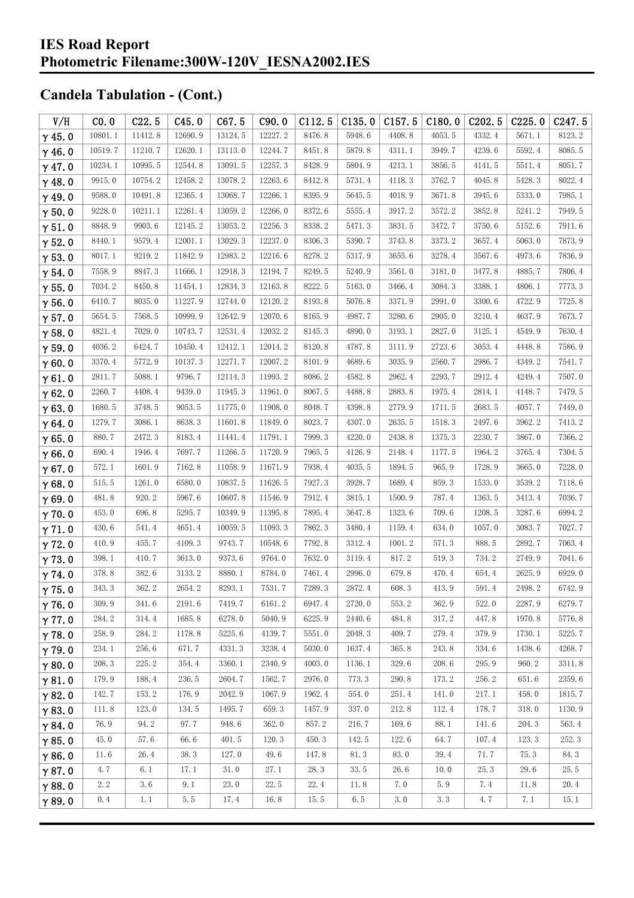## Candela Tabulation - (Cont.)

| V/H | C0.0 | C22.5 | C45.0 | C67.5 | C90.0 | C112.5 | C135.0 | C157.5 | C180.0 | C202.5 | C225.0 | C247.5 |
|---|---|---|---|---|---|---|---|---|---|---|---|---|
| γ 45.0 | 10801.1 | 11412.8 | 12690.9 | 13124.5 | 12227.2 | 8476.8 | 5948.6 | 4408.8 | 4053.5 | 4332.4 | 5671.1 | 8123.2 |
| γ 46.0 | 10519.7 | 11210.7 | 12620.1 | 13113.0 | 12244.7 | 8451.8 | 5879.8 | 4311.1 | 3949.7 | 4239.6 | 5592.4 | 8085.5 |
| γ 47.0 | 10234.1 | 10995.5 | 12544.8 | 13091.5 | 12257.3 | 8428.9 | 5804.9 | 4213.1 | 3856.5 | 4141.5 | 5511.4 | 8051.7 |
| γ 48.0 | 9915.0 | 10754.2 | 12458.2 | 13078.2 | 12263.6 | 8412.8 | 5731.4 | 4118.3 | 3762.7 | 4045.8 | 5428.3 | 8022.4 |
| γ 49.0 | 9588.0 | 10491.8 | 12365.4 | 13068.7 | 12266.1 | 8395.9 | 5645.5 | 4018.9 | 3671.8 | 3945.6 | 5333.0 | 7985.1 |
| γ 50.0 | 9228.0 | 10211.1 | 12261.4 | 13059.2 | 12266.0 | 8372.6 | 5555.4 | 3917.2 | 3572.2 | 3852.8 | 5241.2 | 7949.5 |
| γ 51.0 | 8848.9 | 9903.6 | 12145.2 | 13053.2 | 12256.3 | 8338.2 | 5471.3 | 3831.5 | 3472.7 | 3750.6 | 5152.6 | 7911.6 |
| γ 52.0 | 8440.1 | 9579.4 | 12001.1 | 13029.3 | 12237.0 | 8306.3 | 5390.7 | 3743.8 | 3373.2 | 3657.4 | 5063.0 | 7873.9 |
| γ 53.0 | 8017.1 | 9219.2 | 11842.9 | 12983.2 | 12216.6 | 8278.2 | 5317.9 | 3655.6 | 3278.4 | 3567.6 | 4973.6 | 7836.9 |
| γ 54.0 | 7558.9 | 8847.3 | 11666.1 | 12918.3 | 12194.7 | 8249.5 | 5240.9 | 3561.0 | 3181.0 | 3477.8 | 4885.7 | 7806.4 |
| γ 55.0 | 7034.2 | 8450.8 | 11454.1 | 12834.3 | 12163.8 | 8222.5 | 5163.0 | 3466.4 | 3084.3 | 3388.1 | 4806.1 | 7773.3 |
| γ 56.0 | 6410.7 | 8035.0 | 11227.9 | 12744.0 | 12120.2 | 8193.8 | 5076.8 | 3371.9 | 2991.0 | 3300.6 | 4722.9 | 7725.8 |
| γ 57.0 | 5654.5 | 7568.5 | 10999.9 | 12642.9 | 12070.6 | 8165.9 | 4987.7 | 3280.6 | 2905.0 | 3210.4 | 4637.9 | 7673.7 |
| γ 58.0 | 4821.4 | 7029.0 | 10743.7 | 12531.4 | 12032.2 | 8145.3 | 4890.0 | 3193.1 | 2827.0 | 3125.1 | 4549.9 | 7630.4 |
| γ 59.0 | 4036.2 | 6424.7 | 10450.4 | 12412.1 | 12014.2 | 8120.8 | 4787.8 | 3111.9 | 2723.6 | 3053.4 | 4448.8 | 7586.9 |
| γ 60.0 | 3370.4 | 5772.9 | 10137.3 | 12271.7 | 12007.2 | 8101.9 | 4689.6 | 3035.9 | 2560.7 | 2986.7 | 4349.2 | 7541.7 |
| γ 61.0 | 2811.7 | 5088.1 | 9796.7 | 12114.3 | 11993.2 | 8086.2 | 4582.8 | 2962.4 | 2293.7 | 2912.4 | 4249.4 | 7507.0 |
| γ 62.0 | 2260.7 | 4408.4 | 9439.0 | 11945.3 | 11961.0 | 8067.5 | 4488.8 | 2883.8 | 1975.4 | 2814.1 | 4148.7 | 7479.5 |
| γ 63.0 | 1680.5 | 3748.5 | 9053.5 | 11775.0 | 11908.0 | 8048.7 | 4398.8 | 2779.9 | 1711.5 | 2683.5 | 4057.7 | 7449.0 |
| γ 64.0 | 1279.7 | 3086.1 | 8638.3 | 11601.8 | 11849.0 | 8023.7 | 4307.0 | 2635.5 | 1518.3 | 2497.6 | 3962.2 | 7413.2 |
| γ 65.0 | 880.7 | 2472.3 | 8183.4 | 11441.4 | 11791.1 | 7999.3 | 4220.0 | 2438.8 | 1375.3 | 2230.7 | 3867.0 | 7366.2 |
| γ 66.0 | 690.4 | 1946.4 | 7697.7 | 11266.5 | 11720.9 | 7965.5 | 4126.9 | 2148.4 | 1177.5 | 1964.2 | 3765.4 | 7304.5 |
| γ 67.0 | 572.1 | 1601.9 | 7162.8 | 11058.9 | 11671.9 | 7938.4 | 4035.5 | 1894.5 | 965.9 | 1728.9 | 3665.0 | 7228.0 |
| γ 68.0 | 515.5 | 1261.0 | 6580.0 | 10837.5 | 11626.5 | 7927.3 | 3928.7 | 1689.4 | 859.3 | 1533.0 | 3539.2 | 7118.6 |
| γ 69.0 | 481.8 | 920.2 | 5967.6 | 10607.8 | 11546.9 | 7912.4 | 3815.1 | 1500.9 | 787.4 | 1363.5 | 3413.4 | 7036.7 |
| γ 70.0 | 453.0 | 696.8 | 5295.7 | 10349.9 | 11395.8 | 7895.4 | 3647.8 | 1323.6 | 709.6 | 1208.5 | 3287.6 | 6994.2 |
| γ 71.0 | 430.6 | 541.4 | 4651.4 | 10059.5 | 11093.3 | 7862.3 | 3480.4 | 1159.4 | 634.0 | 1057.0 | 3083.7 | 7027.7 |
| γ 72.0 | 410.9 | 455.7 | 4109.3 | 9743.7 | 10548.6 | 7792.8 | 3312.4 | 1001.2 | 571.3 | 888.5 | 2892.7 | 7063.4 |
| γ 73.0 | 398.1 | 410.7 | 3613.0 | 9373.6 | 9764.0 | 7632.0 | 3119.4 | 817.2 | 519.3 | 734.2 | 2749.9 | 7041.6 |
| γ 74.0 | 378.8 | 382.6 | 3133.2 | 8880.1 | 8784.0 | 7461.4 | 2996.0 | 679.8 | 470.4 | 654.4 | 2625.9 | 6929.0 |
| γ 75.0 | 343.3 | 362.2 | 2654.2 | 8293.1 | 7531.7 | 7289.3 | 2872.4 | 608.3 | 413.9 | 591.4 | 2498.2 | 6742.9 |
| γ 76.0 | 309.9 | 341.6 | 2191.6 | 7419.7 | 6161.2 | 6947.4 | 2720.0 | 553.2 | 362.9 | 522.0 | 2287.9 | 6279.7 |
| γ 77.0 | 284.2 | 314.4 | 1685.8 | 6278.0 | 5040.9 | 6225.9 | 2440.6 | 484.8 | 317.2 | 447.8 | 1970.8 | 5776.8 |
| γ 78.0 | 258.9 | 284.2 | 1178.8 | 5225.6 | 4139.7 | 5551.0 | 2048.3 | 409.7 | 279.4 | 379.9 | 1730.1 | 5225.7 |
| γ 79.0 | 234.1 | 256.6 | 671.7 | 4331.3 | 3238.4 | 5030.0 | 1637.4 | 365.8 | 243.8 | 334.6 | 1438.6 | 4268.7 |
| γ 80.0 | 208.3 | 225.2 | 354.4 | 3360.1 | 2340.9 | 4003.0 | 1136.1 | 329.6 | 208.6 | 295.9 | 960.2 | 3311.8 |
| γ 81.0 | 179.9 | 188.4 | 236.5 | 2604.7 | 1562.7 | 2976.0 | 773.3 | 290.8 | 173.2 | 256.2 | 651.6 | 2359.6 |
| γ 82.0 | 142.7 | 153.2 | 176.9 | 2042.9 | 1067.9 | 1962.4 | 554.0 | 251.4 | 141.0 | 217.1 | 458.0 | 1815.7 |
| γ 83.0 | 111.8 | 123.0 | 134.5 | 1495.7 | 659.3 | 1457.9 | 337.0 | 212.8 | 112.4 | 178.7 | 318.0 | 1130.9 |
| γ 84.0 | 76.9 | 94.2 | 97.7 | 948.6 | 362.0 | 857.2 | 216.7 | 169.6 | 88.1 | 141.6 | 204.3 | 563.4 |
| γ 85.0 | 45.0 | 57.6 | 66.6 | 401.5 | 120.3 | 450.3 | 142.5 | 122.6 | 64.7 | 107.4 | 123.3 | 252.3 |
| γ 86.0 | 11.6 | 26.4 | 38.3 | 127.0 | 49.6 | 147.8 | 81.3 | 83.0 | 39.4 | 71.7 | 75.3 | 84.3 |
| γ 87.0 | 4.7 | 6.1 | 17.1 | 31.0 | 27.1 | 28.3 | 33.5 | 26.6 | 10.0 | 25.3 | 29.6 | 25.5 |
| γ 88.0 | 2.2 | 3.6 | 9.1 | 23.0 | 22.5 | 22.4 | 11.8 | 7.0 | 5.9 | 7.4 | 11.8 | 20.4 |
| γ 89.0 | 0.4 | 1.1 | 5.5 | 17.4 | 16.8 | 15.5 | 6.5 | 3.0 | 3.3 | 4.7 | 7.1 | 15.1 |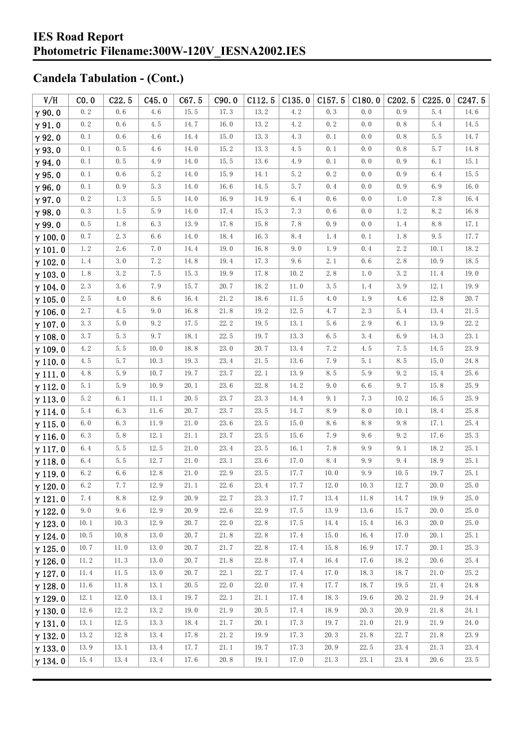# IES Road Report
# Photometric Filename:300W-120V_IESNA2002.IES

## Candela Tabulation - (Cont.)

| V/H | C0.0 | C22.5 | C45.0 | C67.5 | C90.0 | C112.5 | C135.0 | C157.5 | C180.0 | C202.5 | C225.0 | C247.5 |
|---|---|---|---|---|---|---|---|---|---|---|---|---|
| γ 90.0 | 0.2 | 0.6 | 4.6 | 15.5 | 17.3 | 13.2 | 4.2 | 0.3 | 0.0 | 0.9 | 5.4 | 14.6 |
| γ 91.0 | 0.2 | 0.6 | 4.5 | 14.7 | 16.0 | 13.2 | 4.2 | 0.2 | 0.0 | 0.8 | 5.4 | 14.5 |
| γ 92.0 | 0.1 | 0.6 | 4.6 | 14.4 | 15.0 | 13.3 | 4.3 | 0.1 | 0.0 | 0.8 | 5.5 | 14.7 |
| γ 93.0 | 0.1 | 0.5 | 4.6 | 14.0 | 15.2 | 13.3 | 4.5 | 0.1 | 0.0 | 0.8 | 5.7 | 14.8 |
| γ 94.0 | 0.1 | 0.5 | 4.9 | 14.0 | 15.5 | 13.6 | 4.9 | 0.1 | 0.0 | 0.9 | 6.1 | 15.1 |
| γ 95.0 | 0.1 | 0.6 | 5.2 | 14.0 | 15.9 | 14.1 | 5.2 | 0.2 | 0.0 | 0.9 | 6.4 | 15.5 |
| γ 96.0 | 0.1 | 0.9 | 5.3 | 14.0 | 16.6 | 14.5 | 5.7 | 0.4 | 0.0 | 0.9 | 6.9 | 16.0 |
| γ 97.0 | 0.2 | 1.3 | 5.5 | 14.0 | 16.9 | 14.9 | 6.4 | 0.6 | 0.0 | 1.0 | 7.8 | 16.4 |
| γ 98.0 | 0.3 | 1.5 | 5.9 | 14.0 | 17.4 | 15.3 | 7.3 | 0.6 | 0.0 | 1.2 | 8.2 | 16.8 |
| γ 99.0 | 0.5 | 1.8 | 6.3 | 13.9 | 17.8 | 15.8 | 7.8 | 0.9 | 0.0 | 1.4 | 8.8 | 17.1 |
| γ 100.0 | 0.7 | 2.3 | 6.6 | 14.0 | 18.4 | 16.3 | 8.4 | 1.4 | 0.1 | 1.8 | 9.5 | 17.7 |
| γ 101.0 | 1.2 | 2.6 | 7.0 | 14.4 | 19.0 | 16.8 | 9.0 | 1.9 | 0.4 | 2.2 | 10.1 | 18.2 |
| γ 102.0 | 1.4 | 3.0 | 7.2 | 14.8 | 19.4 | 17.3 | 9.6 | 2.1 | 0.6 | 2.8 | 10.9 | 18.5 |
| γ 103.0 | 1.8 | 3.2 | 7.5 | 15.3 | 19.9 | 17.8 | 10.2 | 2.8 | 1.0 | 3.2 | 11.4 | 19.0 |
| γ 104.0 | 2.3 | 3.6 | 7.9 | 15.7 | 20.7 | 18.2 | 11.0 | 3.5 | 1.4 | 3.9 | 12.1 | 19.9 |
| γ 105.0 | 2.5 | 4.0 | 8.6 | 16.4 | 21.2 | 18.6 | 11.5 | 4.0 | 1.9 | 4.6 | 12.8 | 20.7 |
| γ 106.0 | 2.7 | 4.5 | 9.0 | 16.8 | 21.8 | 19.2 | 12.5 | 4.7 | 2.3 | 5.4 | 13.4 | 21.5 |
| γ 107.0 | 3.3 | 5.0 | 9.2 | 17.5 | 22.2 | 19.5 | 13.1 | 5.6 | 2.9 | 6.1 | 13.9 | 22.2 |
| γ 108.0 | 3.7 | 5.3 | 9.7 | 18.1 | 22.5 | 19.7 | 13.3 | 6.5 | 3.4 | 6.9 | 14.3 | 23.1 |
| γ 109.0 | 4.2 | 5.5 | 10.0 | 18.8 | 23.0 | 20.7 | 13.4 | 7.2 | 4.5 | 7.5 | 14.5 | 23.9 |
| γ 110.0 | 4.5 | 5.7 | 10.3 | 19.3 | 23.4 | 21.5 | 13.6 | 7.9 | 5.1 | 8.5 | 15.0 | 24.8 |
| γ 111.0 | 4.8 | 5.9 | 10.7 | 19.7 | 23.7 | 22.1 | 13.9 | 8.5 | 5.9 | 9.2 | 15.4 | 25.6 |
| γ 112.0 | 5.1 | 5.9 | 10.9 | 20.1 | 23.6 | 22.8 | 14.2 | 9.0 | 6.6 | 9.7 | 15.8 | 25.9 |
| γ 113.0 | 5.2 | 6.1 | 11.1 | 20.5 | 23.7 | 23.3 | 14.4 | 9.1 | 7.3 | 10.2 | 16.5 | 25.9 |
| γ 114.0 | 5.4 | 6.3 | 11.6 | 20.7 | 23.7 | 23.5 | 14.7 | 8.9 | 8.0 | 10.1 | 18.4 | 25.8 |
| γ 115.0 | 6.0 | 6.3 | 11.9 | 21.0 | 23.6 | 23.5 | 15.0 | 8.6 | 8.8 | 9.8 | 17.1 | 25.4 |
| γ 116.0 | 6.3 | 5.8 | 12.1 | 21.1 | 23.7 | 23.5 | 15.6 | 7.9 | 9.6 | 9.2 | 17.6 | 25.3 |
| γ 117.0 | 6.4 | 5.5 | 12.5 | 21.0 | 23.4 | 23.5 | 16.1 | 7.8 | 9.9 | 9.1 | 18.2 | 25.1 |
| γ 118.0 | 6.4 | 5.5 | 12.7 | 21.0 | 23.1 | 23.6 | 17.0 | 8.4 | 9.9 | 9.4 | 18.9 | 25.1 |
| γ 119.0 | 6.2 | 6.6 | 12.8 | 21.0 | 22.9 | 23.5 | 17.7 | 10.0 | 9.9 | 10.5 | 19.7 | 25.1 |
| γ 120.0 | 6.2 | 7.7 | 12.9 | 21.1 | 22.6 | 23.4 | 17.7 | 12.0 | 10.3 | 12.7 | 20.0 | 25.0 |
| γ 121.0 | 7.4 | 8.8 | 12.9 | 20.9 | 22.7 | 23.3 | 17.7 | 13.4 | 11.8 | 14.7 | 19.9 | 25.0 |
| γ 122.0 | 9.0 | 9.6 | 12.9 | 20.9 | 22.6 | 22.9 | 17.5 | 13.9 | 13.6 | 15.7 | 20.0 | 25.0 |
| γ 123.0 | 10.1 | 10.3 | 12.9 | 20.7 | 22.0 | 22.8 | 17.5 | 14.4 | 15.4 | 16.3 | 20.0 | 25.0 |
| γ 124.0 | 10.5 | 10.8 | 13.0 | 20.7 | 21.8 | 22.8 | 17.4 | 15.0 | 16.4 | 17.0 | 20.1 | 25.1 |
| γ 125.0 | 10.7 | 11.0 | 13.0 | 20.7 | 21.7 | 22.8 | 17.4 | 15.8 | 16.9 | 17.7 | 20.1 | 25.3 |
| γ 126.0 | 11.2 | 11.3 | 13.0 | 20.7 | 21.8 | 22.8 | 17.4 | 16.4 | 17.6 | 18.2 | 20.6 | 25.4 |
| γ 127.0 | 11.4 | 11.5 | 13.0 | 20.7 | 22.1 | 22.7 | 17.4 | 17.0 | 18.3 | 18.7 | 21.0 | 25.2 |
| γ 128.0 | 11.6 | 11.8 | 13.1 | 20.5 | 22.0 | 22.0 | 17.4 | 17.7 | 18.7 | 19.5 | 21.4 | 24.8 |
| γ 129.0 | 12.1 | 12.0 | 13.1 | 19.7 | 22.1 | 21.1 | 17.4 | 18.3 | 19.6 | 20.2 | 21.9 | 24.4 |
| γ 130.0 | 12.6 | 12.2 | 13.2 | 19.0 | 21.9 | 20.5 | 17.4 | 18.9 | 20.3 | 20.9 | 21.8 | 24.1 |
| γ 131.0 | 13.1 | 12.5 | 13.3 | 18.4 | 21.7 | 20.1 | 17.3 | 19.7 | 21.0 | 21.9 | 21.9 | 24.0 |
| γ 132.0 | 13.2 | 12.8 | 13.4 | 17.8 | 21.2 | 19.9 | 17.3 | 20.3 | 21.8 | 22.7 | 21.8 | 23.9 |
| γ 133.0 | 13.9 | 13.1 | 13.4 | 17.7 | 21.1 | 19.7 | 17.3 | 20.9 | 22.5 | 23.4 | 21.3 | 23.4 |
| γ 134.0 | 15.4 | 13.4 | 13.4 | 17.6 | 20.8 | 19.1 | 17.0 | 21.3 | 23.1 | 23.4 | 20.6 | 23.5 |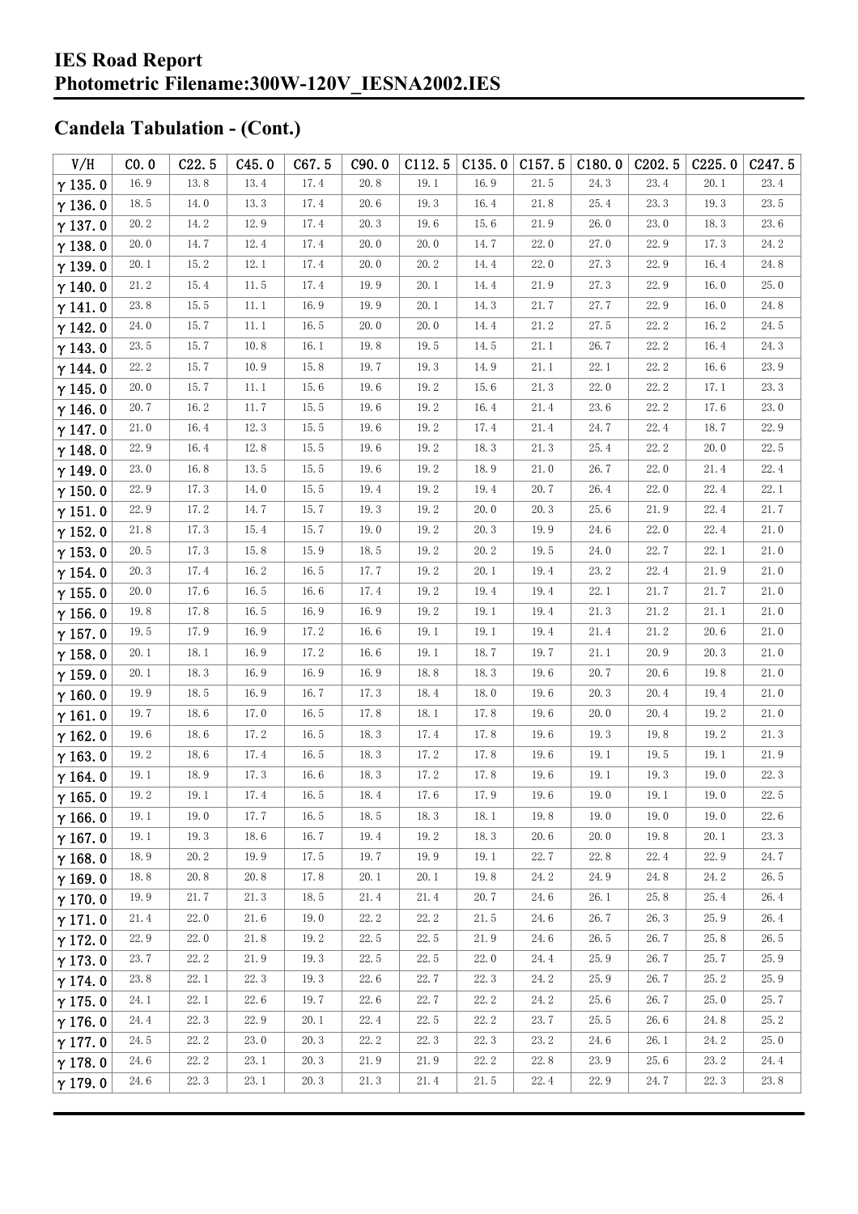# IES Road Report
# Photometric Filename:300W-120V_IESNA2002.IES

## Candela Tabulation - (Cont.)

| V/H | C0.0 | C22.5 | C45.0 | C67.5 | C90.0 | C112.5 | C135.0 | C157.5 | C180.0 | C202.5 | C225.0 | C247.5 |
|---|---|---|---|---|---|---|---|---|---|---|---|---|
| γ 135.0 | 16.9 | 13.8 | 13.4 | 17.4 | 20.8 | 19.1 | 16.9 | 21.5 | 24.3 | 23.4 | 20.1 | 23.4 |
| γ 136.0 | 18.5 | 14.0 | 13.3 | 17.4 | 20.6 | 19.3 | 16.4 | 21.8 | 25.4 | 23.3 | 19.3 | 23.5 |
| γ 137.0 | 20.2 | 14.2 | 12.9 | 17.4 | 20.3 | 19.6 | 15.6 | 21.9 | 26.0 | 23.0 | 18.3 | 23.6 |
| γ 138.0 | 20.0 | 14.7 | 12.4 | 17.4 | 20.0 | 20.0 | 14.7 | 22.0 | 27.0 | 22.9 | 17.3 | 24.2 |
| γ 139.0 | 20.1 | 15.2 | 12.1 | 17.4 | 20.0 | 20.2 | 14.4 | 22.0 | 27.3 | 22.9 | 16.4 | 24.8 |
| γ 140.0 | 21.2 | 15.4 | 11.5 | 17.4 | 19.9 | 20.1 | 14.4 | 21.9 | 27.3 | 22.9 | 16.0 | 25.0 |
| γ 141.0 | 23.8 | 15.5 | 11.1 | 16.9 | 19.9 | 20.1 | 14.3 | 21.7 | 27.7 | 22.9 | 16.0 | 24.8 |
| γ 142.0 | 24.0 | 15.7 | 11.1 | 16.5 | 20.0 | 20.0 | 14.4 | 21.2 | 27.5 | 22.2 | 16.2 | 24.5 |
| γ 143.0 | 23.5 | 15.7 | 10.8 | 16.1 | 19.8 | 19.5 | 14.5 | 21.1 | 26.7 | 22.2 | 16.4 | 24.3 |
| γ 144.0 | 22.2 | 15.7 | 10.9 | 15.8 | 19.7 | 19.3 | 14.9 | 21.1 | 22.1 | 22.2 | 16.6 | 23.9 |
| γ 145.0 | 20.0 | 15.7 | 11.1 | 15.6 | 19.6 | 19.2 | 15.6 | 21.3 | 22.0 | 22.2 | 17.1 | 23.3 |
| γ 146.0 | 20.7 | 16.2 | 11.7 | 15.5 | 19.6 | 19.2 | 16.4 | 21.4 | 23.6 | 22.2 | 17.6 | 23.0 |
| γ 147.0 | 21.0 | 16.4 | 12.3 | 15.5 | 19.6 | 19.2 | 17.4 | 21.4 | 24.7 | 22.4 | 18.7 | 22.9 |
| γ 148.0 | 22.9 | 16.4 | 12.8 | 15.5 | 19.6 | 19.2 | 18.3 | 21.3 | 25.4 | 22.2 | 20.0 | 22.5 |
| γ 149.0 | 23.0 | 16.8 | 13.5 | 15.5 | 19.6 | 19.2 | 18.9 | 21.0 | 26.7 | 22.0 | 21.4 | 22.4 |
| γ 150.0 | 22.9 | 17.3 | 14.0 | 15.5 | 19.4 | 19.2 | 19.4 | 20.7 | 26.4 | 22.0 | 22.4 | 22.1 |
| γ 151.0 | 22.9 | 17.2 | 14.7 | 15.7 | 19.3 | 19.2 | 20.0 | 20.3 | 25.6 | 21.9 | 22.4 | 21.7 |
| γ 152.0 | 21.8 | 17.3 | 15.4 | 15.7 | 19.0 | 19.2 | 20.3 | 19.9 | 24.6 | 22.0 | 22.4 | 21.0 |
| γ 153.0 | 20.5 | 17.3 | 15.8 | 15.9 | 18.5 | 19.2 | 20.2 | 19.5 | 24.0 | 22.7 | 22.1 | 21.0 |
| γ 154.0 | 20.3 | 17.4 | 16.2 | 16.5 | 17.7 | 19.2 | 20.1 | 19.4 | 23.2 | 22.4 | 21.9 | 21.0 |
| γ 155.0 | 20.0 | 17.6 | 16.5 | 16.6 | 17.4 | 19.2 | 19.4 | 19.4 | 22.1 | 21.7 | 21.7 | 21.0 |
| γ 156.0 | 19.8 | 17.8 | 16.5 | 16.9 | 16.9 | 19.2 | 19.1 | 19.4 | 21.3 | 21.2 | 21.1 | 21.0 |
| γ 157.0 | 19.5 | 17.9 | 16.9 | 17.2 | 16.6 | 19.1 | 19.1 | 19.4 | 21.4 | 21.2 | 20.6 | 21.0 |
| γ 158.0 | 20.1 | 18.1 | 16.9 | 17.2 | 16.6 | 19.1 | 18.7 | 19.7 | 21.1 | 20.9 | 20.3 | 21.0 |
| γ 159.0 | 20.1 | 18.3 | 16.9 | 16.9 | 16.9 | 18.8 | 18.3 | 19.6 | 20.7 | 20.6 | 19.8 | 21.0 |
| γ 160.0 | 19.9 | 18.5 | 16.9 | 16.7 | 17.3 | 18.4 | 18.0 | 19.6 | 20.3 | 20.4 | 19.4 | 21.0 |
| γ 161.0 | 19.7 | 18.6 | 17.0 | 16.5 | 17.8 | 18.1 | 17.8 | 19.6 | 20.0 | 20.4 | 19.2 | 21.0 |
| γ 162.0 | 19.6 | 18.6 | 17.2 | 16.5 | 18.3 | 17.4 | 17.8 | 19.6 | 19.3 | 19.8 | 19.2 | 21.3 |
| γ 163.0 | 19.2 | 18.6 | 17.4 | 16.5 | 18.3 | 17.2 | 17.8 | 19.6 | 19.1 | 19.5 | 19.1 | 21.9 |
| γ 164.0 | 19.1 | 18.9 | 17.3 | 16.6 | 18.3 | 17.2 | 17.8 | 19.6 | 19.1 | 19.3 | 19.0 | 22.3 |
| γ 165.0 | 19.2 | 19.1 | 17.4 | 16.5 | 18.4 | 17.6 | 17.9 | 19.6 | 19.0 | 19.1 | 19.0 | 22.5 |
| γ 166.0 | 19.1 | 19.0 | 17.7 | 16.5 | 18.5 | 18.3 | 18.1 | 19.8 | 19.0 | 19.0 | 19.0 | 22.6 |
| γ 167.0 | 19.1 | 19.3 | 18.6 | 16.7 | 19.4 | 19.2 | 18.3 | 20.6 | 20.0 | 19.8 | 20.1 | 23.3 |
| γ 168.0 | 18.9 | 20.2 | 19.9 | 17.5 | 19.7 | 19.9 | 19.1 | 22.7 | 22.8 | 22.4 | 22.9 | 24.7 |
| γ 169.0 | 18.8 | 20.8 | 20.8 | 17.8 | 20.1 | 20.1 | 19.8 | 24.2 | 24.9 | 24.8 | 24.2 | 26.5 |
| γ 170.0 | 19.9 | 21.7 | 21.3 | 18.5 | 21.4 | 21.4 | 20.7 | 24.6 | 26.1 | 25.8 | 25.4 | 26.4 |
| γ 171.0 | 21.4 | 22.0 | 21.6 | 19.0 | 22.2 | 22.2 | 21.5 | 24.6 | 26.7 | 26.3 | 25.9 | 26.4 |
| γ 172.0 | 22.9 | 22.0 | 21.8 | 19.2 | 22.5 | 22.5 | 21.9 | 24.6 | 26.5 | 26.7 | 25.8 | 26.5 |
| γ 173.0 | 23.7 | 22.2 | 21.9 | 19.3 | 22.5 | 22.5 | 22.0 | 24.4 | 25.9 | 26.7 | 25.7 | 25.9 |
| γ 174.0 | 23.8 | 22.1 | 22.3 | 19.3 | 22.6 | 22.7 | 22.3 | 24.2 | 25.9 | 26.7 | 25.2 | 25.9 |
| γ 175.0 | 24.1 | 22.1 | 22.6 | 19.7 | 22.6 | 22.7 | 22.2 | 24.2 | 25.6 | 26.7 | 25.0 | 25.7 |
| γ 176.0 | 24.4 | 22.3 | 22.9 | 20.1 | 22.4 | 22.5 | 22.2 | 23.7 | 25.5 | 26.6 | 24.8 | 25.2 |
| γ 177.0 | 24.5 | 22.2 | 23.0 | 20.3 | 22.2 | 22.3 | 22.3 | 23.2 | 24.6 | 26.1 | 24.2 | 25.0 |
| γ 178.0 | 24.6 | 22.2 | 23.1 | 20.3 | 21.9 | 21.9 | 22.2 | 22.8 | 23.9 | 25.6 | 23.2 | 24.4 |
| γ 179.0 | 24.6 | 22.3 | 23.1 | 20.3 | 21.3 | 21.4 | 21.5 | 22.4 | 22.9 | 24.7 | 22.3 | 23.8 |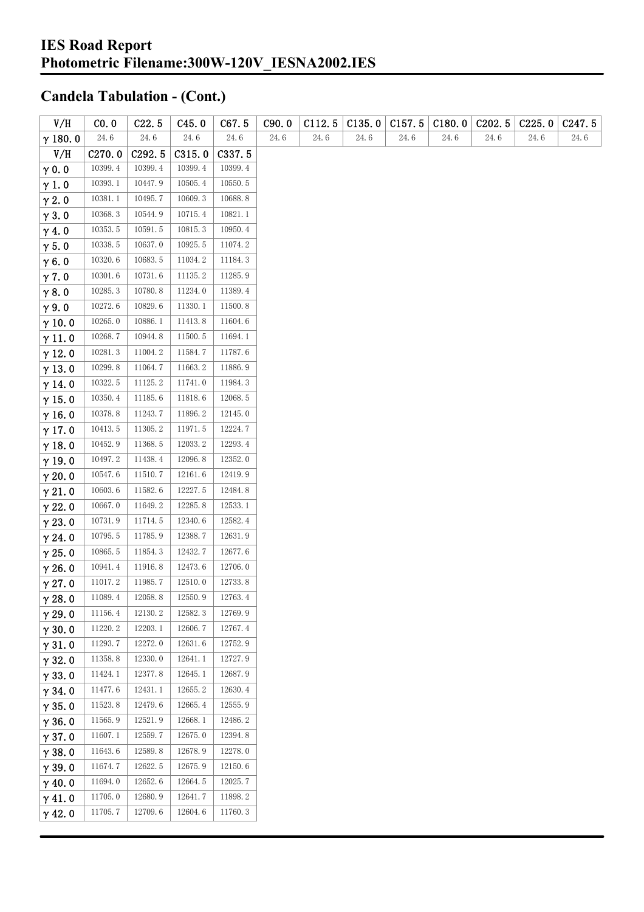## Candela Tabulation - (Cont.)

| V/H | C0.0 | C22.5 | C45.0 | C67.5 | C90.0 | C112.5 | C135.0 | C157.5 | C180.0 | C202.5 | C225.0 | C247.5 |
|---|---|---|---|---|---|---|---|---|---|---|---|---|
| γ 180.0 | 24.6 | 24.6 | 24.6 | 24.6 | 24.6 | 24.6 | 24.6 | 24.6 | 24.6 | 24.6 | 24.6 | 24.6 |

| V/H | C270.0 | C292.5 | C315.0 | C337.5 |
|---|---|---|---|---|
| γ 0.0 | 10399.4 | 10399.4 | 10399.4 | 10399.4 |
| γ 1.0 | 10393.1 | 10447.9 | 10505.4 | 10550.5 |
| γ 2.0 | 10381.1 | 10495.7 | 10609.3 | 10688.8 |
| γ 3.0 | 10368.3 | 10544.9 | 10715.4 | 10821.1 |
| γ 4.0 | 10353.5 | 10591.5 | 10815.3 | 10950.4 |
| γ 5.0 | 10338.5 | 10637.0 | 10925.5 | 11074.2 |
| γ 6.0 | 10320.6 | 10683.5 | 11034.2 | 11184.3 |
| γ 7.0 | 10301.6 | 10731.6 | 11135.2 | 11285.9 |
| γ 8.0 | 10285.3 | 10780.8 | 11234.0 | 11389.4 |
| γ 9.0 | 10272.6 | 10829.6 | 11330.1 | 11500.8 |
| γ 10.0 | 10265.0 | 10886.1 | 11413.8 | 11604.6 |
| γ 11.0 | 10268.7 | 10944.8 | 11500.5 | 11694.1 |
| γ 12.0 | 10281.3 | 11004.2 | 11584.7 | 11787.6 |
| γ 13.0 | 10299.8 | 11064.7 | 11663.2 | 11886.9 |
| γ 14.0 | 10322.5 | 11125.2 | 11741.0 | 11984.3 |
| γ 15.0 | 10350.4 | 11185.6 | 11818.6 | 12068.5 |
| γ 16.0 | 10378.8 | 11243.7 | 11896.2 | 12145.0 |
| γ 17.0 | 10413.5 | 11305.2 | 11971.5 | 12224.7 |
| γ 18.0 | 10452.9 | 11368.5 | 12033.2 | 12293.4 |
| γ 19.0 | 10497.2 | 11438.4 | 12096.8 | 12352.0 |
| γ 20.0 | 10547.6 | 11510.7 | 12161.6 | 12419.9 |
| γ 21.0 | 10603.6 | 11582.6 | 12227.5 | 12484.8 |
| γ 22.0 | 10667.0 | 11649.2 | 12285.8 | 12533.1 |
| γ 23.0 | 10731.9 | 11714.5 | 12340.6 | 12582.4 |
| γ 24.0 | 10795.5 | 11785.9 | 12388.7 | 12631.9 |
| γ 25.0 | 10865.5 | 11854.3 | 12432.7 | 12677.6 |
| γ 26.0 | 10941.4 | 11916.8 | 12473.6 | 12706.0 |
| γ 27.0 | 11017.2 | 11985.7 | 12510.0 | 12733.8 |
| γ 28.0 | 11089.4 | 12058.8 | 12550.9 | 12763.4 |
| γ 29.0 | 11156.4 | 12130.2 | 12582.3 | 12769.9 |
| γ 30.0 | 11220.2 | 12203.1 | 12606.7 | 12767.4 |
| γ 31.0 | 11293.7 | 12272.0 | 12631.6 | 12752.9 |
| γ 32.0 | 11358.8 | 12330.0 | 12641.1 | 12727.9 |
| γ 33.0 | 11424.1 | 12377.8 | 12645.1 | 12687.9 |
| γ 34.0 | 11477.6 | 12431.1 | 12655.2 | 12630.4 |
| γ 35.0 | 11523.8 | 12479.6 | 12665.4 | 12555.9 |
| γ 36.0 | 11565.9 | 12521.9 | 12668.1 | 12486.2 |
| γ 37.0 | 11607.1 | 12559.7 | 12675.0 | 12394.8 |
| γ 38.0 | 11643.6 | 12589.8 | 12678.9 | 12278.0 |
| γ 39.0 | 11674.7 | 12622.5 | 12675.9 | 12150.6 |
| γ 40.0 | 11694.0 | 12652.6 | 12664.5 | 12025.7 |
| γ 41.0 | 11705.0 | 12680.9 | 12641.7 | 11898.2 |
| γ 42.0 | 11705.7 | 12709.6 | 12604.6 | 11760.3 |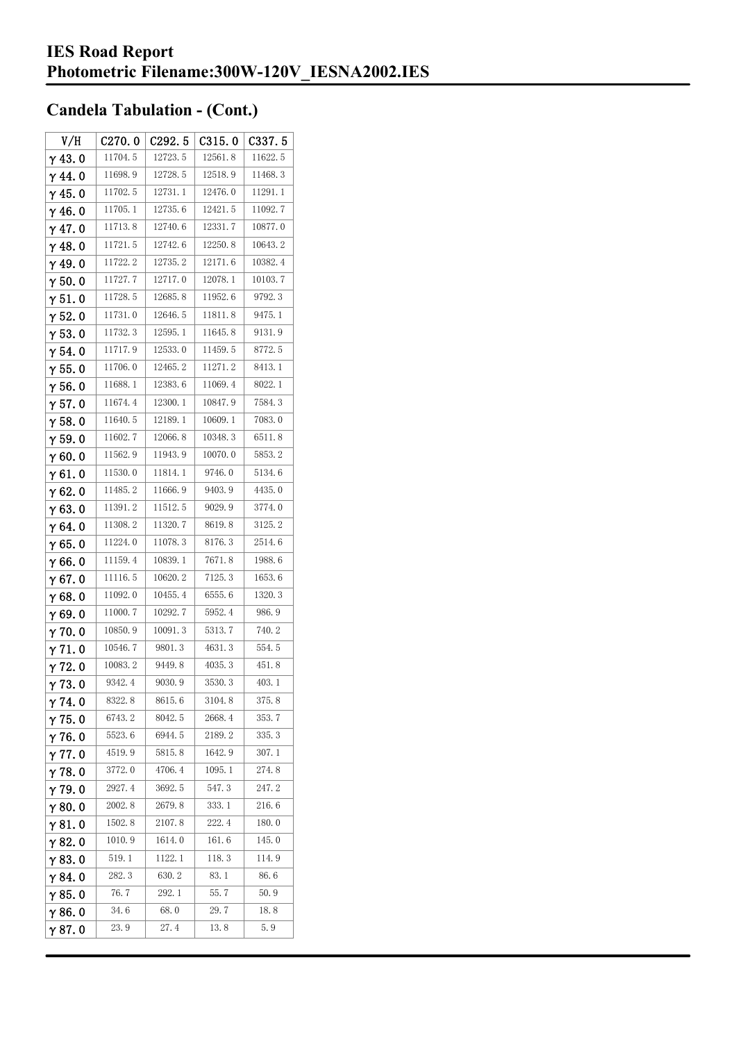# IES Road Report
# Photometric Filename:300W-120V_IESNA2002.IES

## Candela Tabulation - (Cont.)

| V/H | C270.0 | C292.5 | C315.0 | C337.5 |
|---|---|---|---|---|
| γ 43.0 | 11704.5 | 12723.5 | 12561.8 | 11622.5 |
| γ 44.0 | 11698.9 | 12728.5 | 12518.9 | 11468.3 |
| γ 45.0 | 11702.5 | 12731.1 | 12476.0 | 11291.1 |
| γ 46.0 | 11705.1 | 12735.6 | 12421.5 | 11092.7 |
| γ 47.0 | 11713.8 | 12740.6 | 12331.7 | 10877.0 |
| γ 48.0 | 11721.5 | 12742.6 | 12250.8 | 10643.2 |
| γ 49.0 | 11722.2 | 12735.2 | 12171.6 | 10382.4 |
| γ 50.0 | 11727.7 | 12717.0 | 12078.1 | 10103.7 |
| γ 51.0 | 11728.5 | 12685.8 | 11952.6 | 9792.3 |
| γ 52.0 | 11731.0 | 12646.5 | 11811.8 | 9475.1 |
| γ 53.0 | 11732.3 | 12595.1 | 11645.8 | 9131.9 |
| γ 54.0 | 11717.9 | 12533.0 | 11459.5 | 8772.5 |
| γ 55.0 | 11706.0 | 12465.2 | 11271.2 | 8413.1 |
| γ 56.0 | 11688.1 | 12383.6 | 11069.4 | 8022.1 |
| γ 57.0 | 11674.4 | 12300.1 | 10847.9 | 7584.3 |
| γ 58.0 | 11640.5 | 12189.1 | 10609.1 | 7083.0 |
| γ 59.0 | 11602.7 | 12066.8 | 10348.3 | 6511.8 |
| γ 60.0 | 11562.9 | 11943.9 | 10070.0 | 5853.2 |
| γ 61.0 | 11530.0 | 11814.1 | 9746.0 | 5134.6 |
| γ 62.0 | 11485.2 | 11666.9 | 9403.9 | 4435.0 |
| γ 63.0 | 11391.2 | 11512.5 | 9029.9 | 3774.0 |
| γ 64.0 | 11308.2 | 11320.7 | 8619.8 | 3125.2 |
| γ 65.0 | 11224.0 | 11078.3 | 8176.3 | 2514.6 |
| γ 66.0 | 11159.4 | 10839.1 | 7671.8 | 1988.6 |
| γ 67.0 | 11116.5 | 10620.2 | 7125.3 | 1653.6 |
| γ 68.0 | 11092.0 | 10455.4 | 6555.6 | 1320.3 |
| γ 69.0 | 11000.7 | 10292.7 | 5952.4 | 986.9 |
| γ 70.0 | 10850.9 | 10091.3 | 5313.7 | 740.2 |
| γ 71.0 | 10546.7 | 9801.3 | 4631.3 | 554.5 |
| γ 72.0 | 10083.2 | 9449.8 | 4035.3 | 451.8 |
| γ 73.0 | 9342.4 | 9030.9 | 3530.3 | 403.1 |
| γ 74.0 | 8322.8 | 8615.6 | 3104.8 | 375.8 |
| γ 75.0 | 6743.2 | 8042.5 | 2668.4 | 353.7 |
| γ 76.0 | 5523.6 | 6944.5 | 2189.2 | 335.3 |
| γ 77.0 | 4519.9 | 5815.8 | 1642.9 | 307.1 |
| γ 78.0 | 3772.0 | 4706.4 | 1095.1 | 274.8 |
| γ 79.0 | 2927.4 | 3692.5 | 547.3 | 247.2 |
| γ 80.0 | 2002.8 | 2679.8 | 333.1 | 216.6 |
| γ 81.0 | 1502.8 | 2107.8 | 222.4 | 180.0 |
| γ 82.0 | 1010.9 | 1614.0 | 161.6 | 145.0 |
| γ 83.0 | 519.1 | 1122.1 | 118.3 | 114.9 |
| γ 84.0 | 282.3 | 630.2 | 83.1 | 86.6 |
| γ 85.0 | 76.7 | 292.1 | 55.7 | 50.9 |
| γ 86.0 | 34.6 | 68.0 | 29.7 | 18.8 |
| γ 87.0 | 23.9 | 27.4 | 13.8 | 5.9 |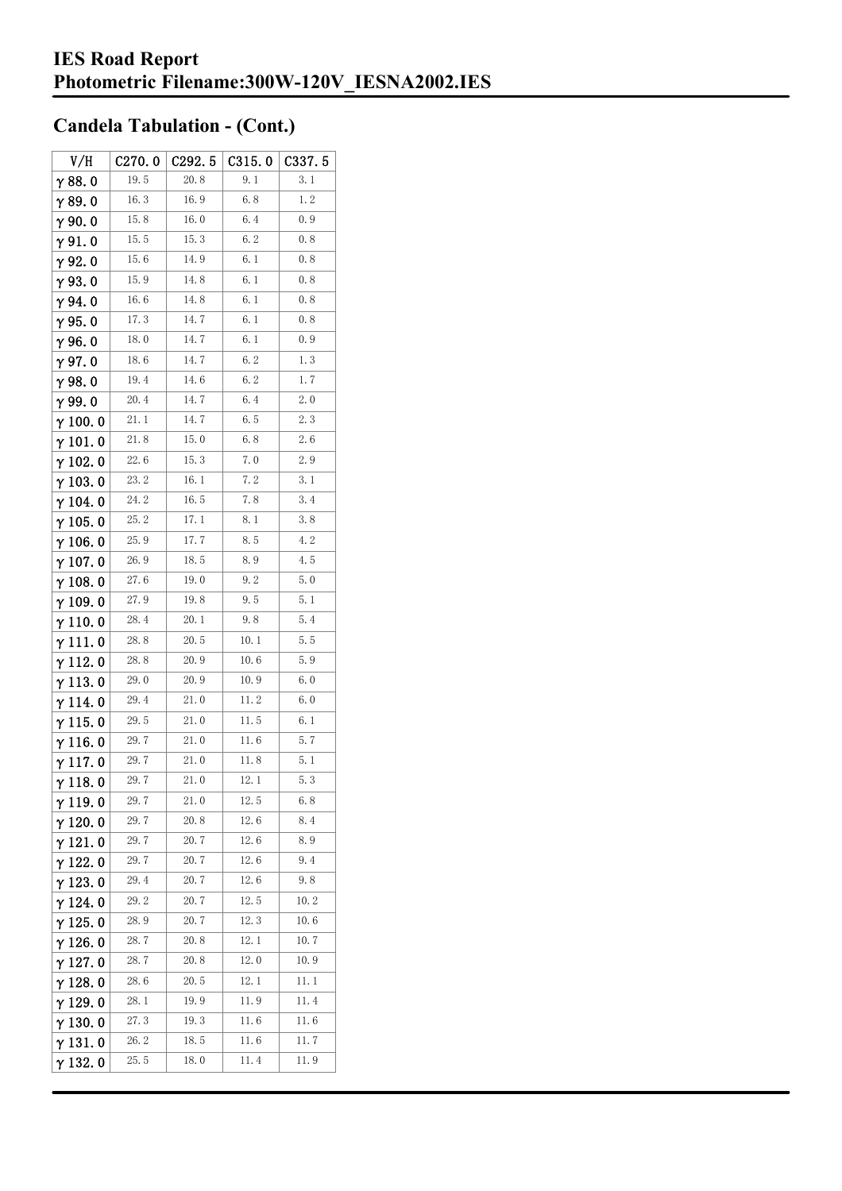# IES Road Report
# Photometric Filename:300W-120V_IESNA2002.IES

## Candela Tabulation - (Cont.)

| V/H | C270.0 | C292.5 | C315.0 | C337.5 |
|---|---|---|---|---|
| γ 88.0 | 19.5 | 20.8 | 9.1 | 3.1 |
| γ 89.0 | 16.3 | 16.9 | 6.8 | 1.2 |
| γ 90.0 | 15.8 | 16.0 | 6.4 | 0.9 |
| γ 91.0 | 15.5 | 15.3 | 6.2 | 0.8 |
| γ 92.0 | 15.6 | 14.9 | 6.1 | 0.8 |
| γ 93.0 | 15.9 | 14.8 | 6.1 | 0.8 |
| γ 94.0 | 16.6 | 14.8 | 6.1 | 0.8 |
| γ 95.0 | 17.3 | 14.7 | 6.1 | 0.8 |
| γ 96.0 | 18.0 | 14.7 | 6.1 | 0.9 |
| γ 97.0 | 18.6 | 14.7 | 6.2 | 1.3 |
| γ 98.0 | 19.4 | 14.6 | 6.2 | 1.7 |
| γ 99.0 | 20.4 | 14.7 | 6.4 | 2.0 |
| γ 100.0 | 21.1 | 14.7 | 6.5 | 2.3 |
| γ 101.0 | 21.8 | 15.0 | 6.8 | 2.6 |
| γ 102.0 | 22.6 | 15.3 | 7.0 | 2.9 |
| γ 103.0 | 23.2 | 16.1 | 7.2 | 3.1 |
| γ 104.0 | 24.2 | 16.5 | 7.8 | 3.4 |
| γ 105.0 | 25.2 | 17.1 | 8.1 | 3.8 |
| γ 106.0 | 25.9 | 17.7 | 8.5 | 4.2 |
| γ 107.0 | 26.9 | 18.5 | 8.9 | 4.5 |
| γ 108.0 | 27.6 | 19.0 | 9.2 | 5.0 |
| γ 109.0 | 27.9 | 19.8 | 9.5 | 5.1 |
| γ 110.0 | 28.4 | 20.1 | 9.8 | 5.4 |
| γ 111.0 | 28.8 | 20.5 | 10.1 | 5.5 |
| γ 112.0 | 28.8 | 20.9 | 10.6 | 5.9 |
| γ 113.0 | 29.0 | 20.9 | 10.9 | 6.0 |
| γ 114.0 | 29.4 | 21.0 | 11.2 | 6.0 |
| γ 115.0 | 29.5 | 21.0 | 11.5 | 6.1 |
| γ 116.0 | 29.7 | 21.0 | 11.6 | 5.7 |
| γ 117.0 | 29.7 | 21.0 | 11.8 | 5.1 |
| γ 118.0 | 29.7 | 21.0 | 12.1 | 5.3 |
| γ 119.0 | 29.7 | 21.0 | 12.5 | 6.8 |
| γ 120.0 | 29.7 | 20.8 | 12.6 | 8.4 |
| γ 121.0 | 29.7 | 20.7 | 12.6 | 8.9 |
| γ 122.0 | 29.7 | 20.7 | 12.6 | 9.4 |
| γ 123.0 | 29.4 | 20.7 | 12.6 | 9.8 |
| γ 124.0 | 29.2 | 20.7 | 12.5 | 10.2 |
| γ 125.0 | 28.9 | 20.7 | 12.3 | 10.6 |
| γ 126.0 | 28.7 | 20.8 | 12.1 | 10.7 |
| γ 127.0 | 28.7 | 20.8 | 12.0 | 10.9 |
| γ 128.0 | 28.6 | 20.5 | 12.1 | 11.1 |
| γ 129.0 | 28.1 | 19.9 | 11.9 | 11.4 |
| γ 130.0 | 27.3 | 19.3 | 11.6 | 11.6 |
| γ 131.0 | 26.2 | 18.5 | 11.6 | 11.7 |
| γ 132.0 | 25.5 | 18.0 | 11.4 | 11.9 |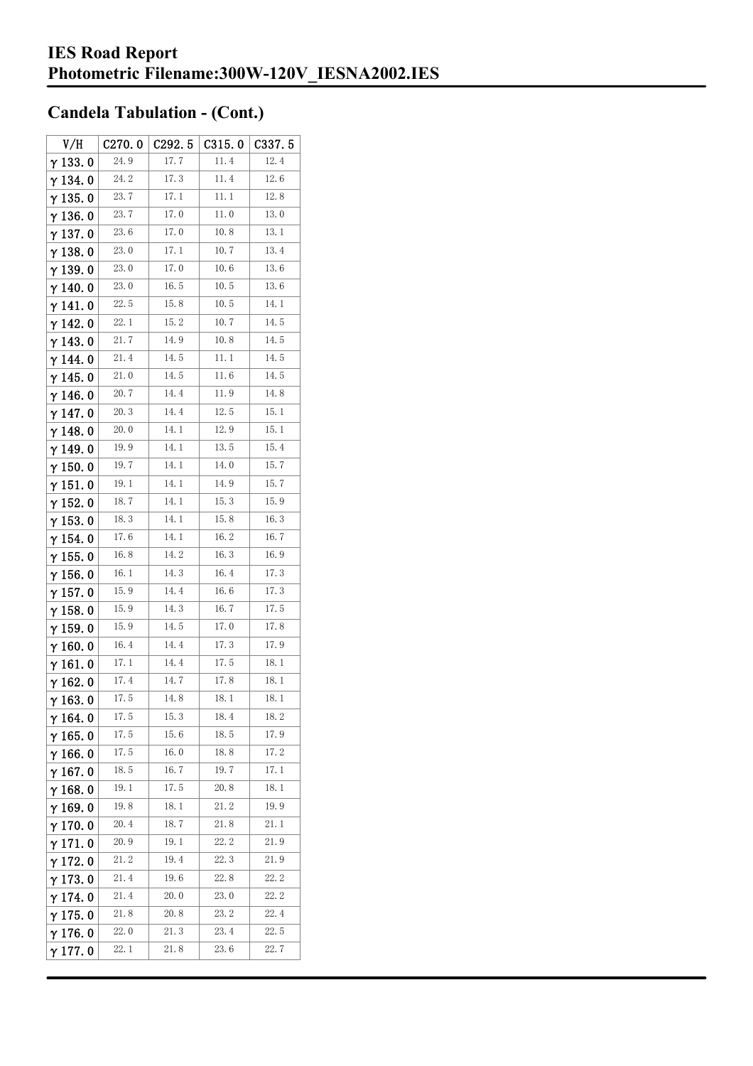## Candela Tabulation - (Cont.)

| V/H | C270.0 | C292.5 | C315.0 | C337.5 |
|---|---|---|---|---|
| γ 133.0 | 24.9 | 17.7 | 11.4 | 12.4 |
| γ 134.0 | 24.2 | 17.3 | 11.4 | 12.6 |
| γ 135.0 | 23.7 | 17.1 | 11.1 | 12.8 |
| γ 136.0 | 23.7 | 17.0 | 11.0 | 13.0 |
| γ 137.0 | 23.6 | 17.0 | 10.8 | 13.1 |
| γ 138.0 | 23.0 | 17.1 | 10.7 | 13.4 |
| γ 139.0 | 23.0 | 17.0 | 10.6 | 13.6 |
| γ 140.0 | 23.0 | 16.5 | 10.5 | 13.6 |
| γ 141.0 | 22.5 | 15.8 | 10.5 | 14.1 |
| γ 142.0 | 22.1 | 15.2 | 10.7 | 14.5 |
| γ 143.0 | 21.7 | 14.9 | 10.8 | 14.5 |
| γ 144.0 | 21.4 | 14.5 | 11.1 | 14.5 |
| γ 145.0 | 21.0 | 14.5 | 11.6 | 14.5 |
| γ 146.0 | 20.7 | 14.4 | 11.9 | 14.8 |
| γ 147.0 | 20.3 | 14.4 | 12.5 | 15.1 |
| γ 148.0 | 20.0 | 14.1 | 12.9 | 15.1 |
| γ 149.0 | 19.9 | 14.1 | 13.5 | 15.4 |
| γ 150.0 | 19.7 | 14.1 | 14.0 | 15.7 |
| γ 151.0 | 19.1 | 14.1 | 14.9 | 15.7 |
| γ 152.0 | 18.7 | 14.1 | 15.3 | 15.9 |
| γ 153.0 | 18.3 | 14.1 | 15.8 | 16.3 |
| γ 154.0 | 17.6 | 14.1 | 16.2 | 16.7 |
| γ 155.0 | 16.8 | 14.2 | 16.3 | 16.9 |
| γ 156.0 | 16.1 | 14.3 | 16.4 | 17.3 |
| γ 157.0 | 15.9 | 14.4 | 16.6 | 17.3 |
| γ 158.0 | 15.9 | 14.3 | 16.7 | 17.5 |
| γ 159.0 | 15.9 | 14.5 | 17.0 | 17.8 |
| γ 160.0 | 16.4 | 14.4 | 17.3 | 17.9 |
| γ 161.0 | 17.1 | 14.4 | 17.5 | 18.1 |
| γ 162.0 | 17.4 | 14.7 | 17.8 | 18.1 |
| γ 163.0 | 17.5 | 14.8 | 18.1 | 18.1 |
| γ 164.0 | 17.5 | 15.3 | 18.4 | 18.2 |
| γ 165.0 | 17.5 | 15.6 | 18.5 | 17.9 |
| γ 166.0 | 17.5 | 16.0 | 18.8 | 17.2 |
| γ 167.0 | 18.5 | 16.7 | 19.7 | 17.1 |
| γ 168.0 | 19.1 | 17.5 | 20.8 | 18.1 |
| γ 169.0 | 19.8 | 18.1 | 21.2 | 19.9 |
| γ 170.0 | 20.4 | 18.7 | 21.8 | 21.1 |
| γ 171.0 | 20.9 | 19.1 | 22.2 | 21.9 |
| γ 172.0 | 21.2 | 19.4 | 22.3 | 21.9 |
| γ 173.0 | 21.4 | 19.6 | 22.8 | 22.2 |
| γ 174.0 | 21.4 | 20.0 | 23.0 | 22.2 |
| γ 175.0 | 21.8 | 20.8 | 23.2 | 22.4 |
| γ 176.0 | 22.0 | 21.3 | 23.4 | 22.5 |
| γ 177.0 | 22.1 | 21.8 | 23.6 | 22.7 |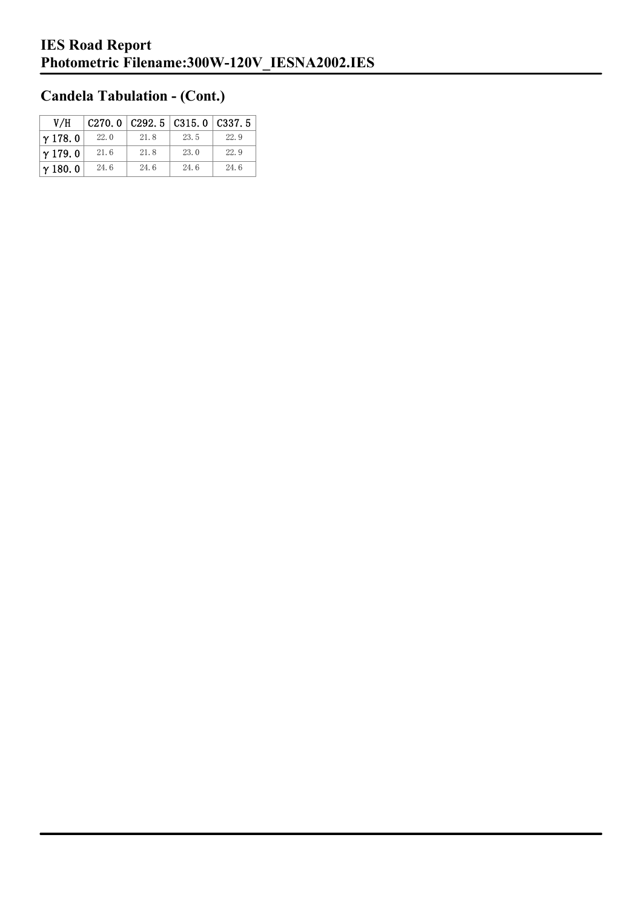## Candela Tabulation - (Cont.)

| V/H | C270.0 | C292.5 | C315.0 | C337.5 |
| --- | --- | --- | --- | --- |
| γ 178.0 | 22.0 | 21.8 | 23.5 | 22.9 |
| γ 179.0 | 21.6 | 21.8 | 23.0 | 22.9 |
| γ 180.0 | 24.6 | 24.6 | 24.6 | 24.6 |